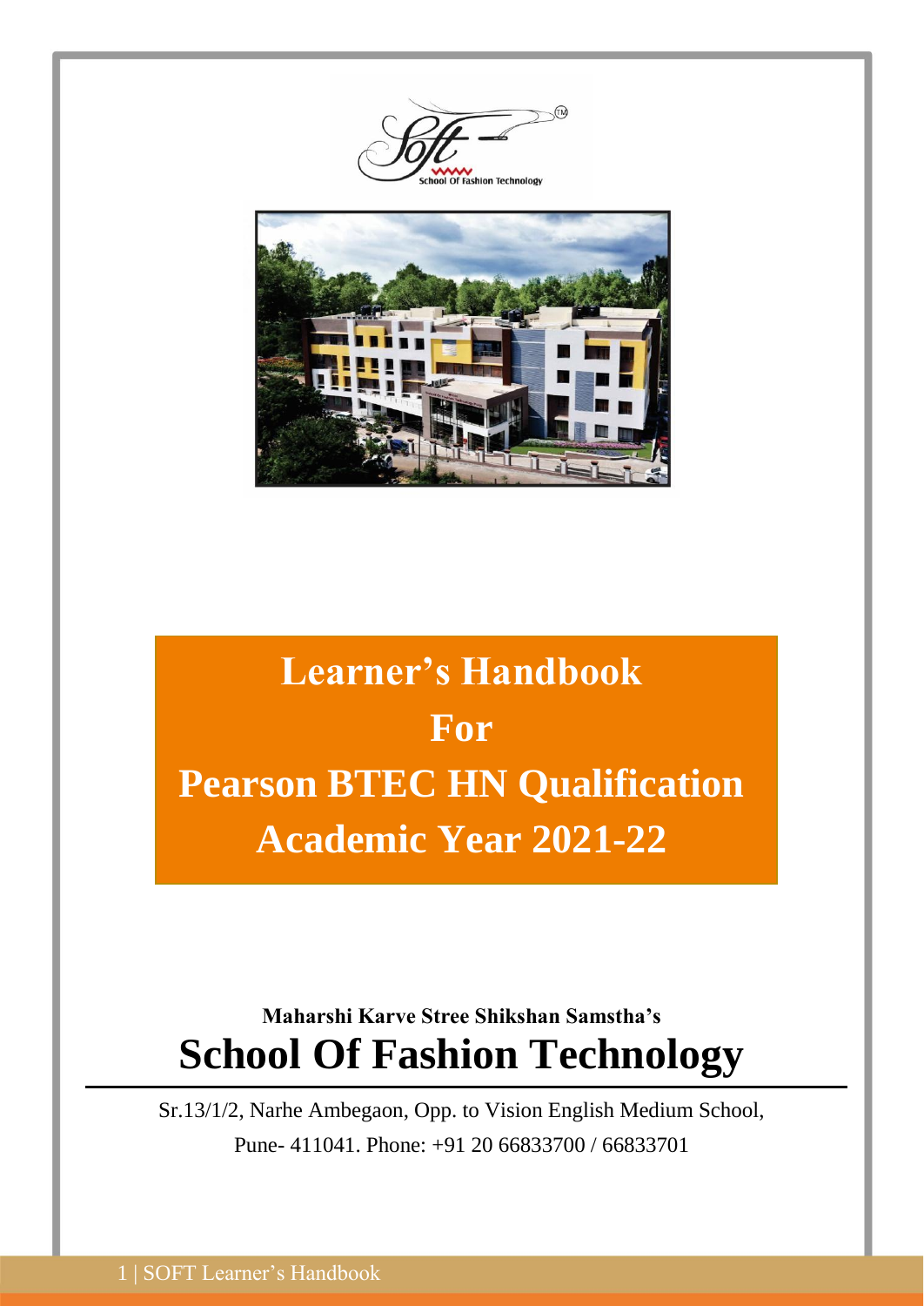# Learner's Handbook

# For

# Pearson BTEC HN Qualification

# Academic Year 2021-22

**Maharshi Karve Stree Shikshan Samstha's**

## School Of Fashion Technology

Sr.13/1/2, Narhe Ambegaon, Opp. to Vision English Medium School,

Pune- 411041. Phone: +91 20 66833700 / 66833701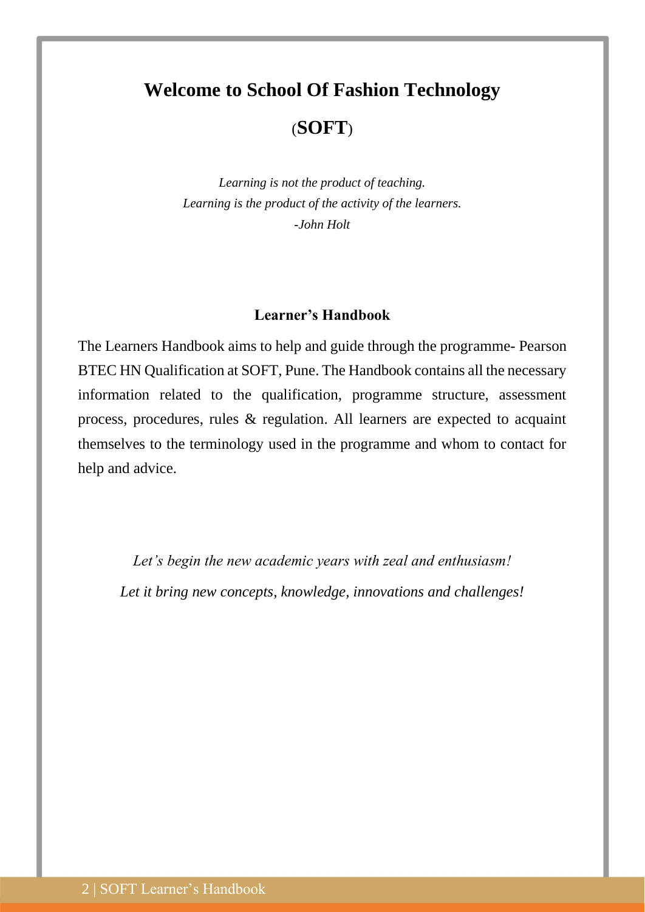# Welcome to School Of Fashion Technology

# (SOFT)

*Learning is not the product of teaching.*
*Learning is the product of the activity of the learners.*
*-John Holt*

## Learner's Handbook

The Learners Handbook aims to help and guide through the programme- Pearson BTEC HN Qualification at SOFT, Pune. The Handbook contains all the necessary information related to the qualification, programme structure, assessment process, procedures, rules & regulation. All learners are expected to acquaint themselves to the terminology used in the programme and whom to contact for help and advice.

*Let's begin the new academic years with zeal and enthusiasm!*

*Let it bring new concepts, knowledge, innovations and challenges!*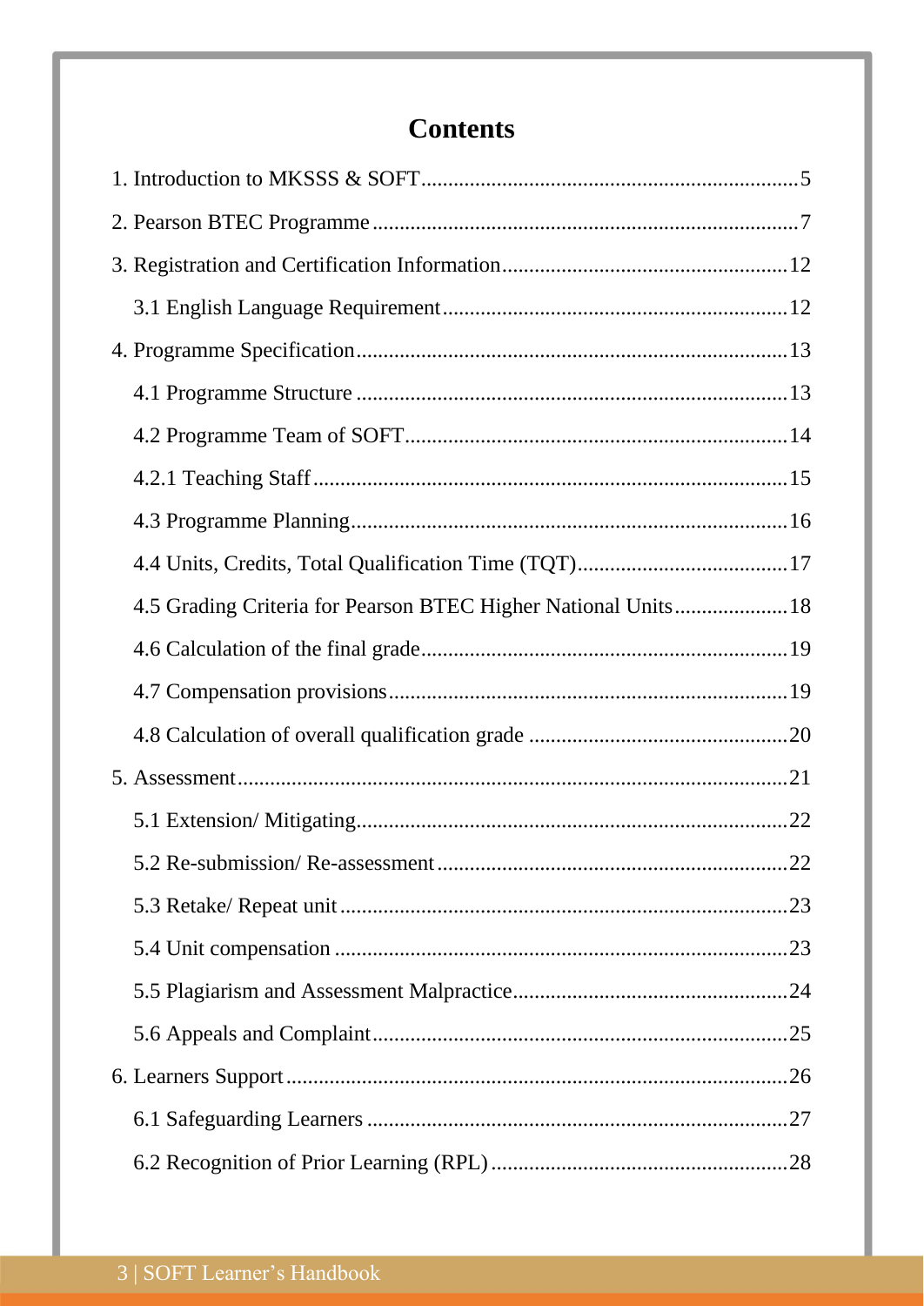# Contents

1. Introduction to MKSSS & SOFT ..... 5

2. Pearson BTEC Programme ..... 7

3. Registration and Certification Information ..... 12

   3.1 English Language Requirement ..... 12

4. Programme Specification ..... 13

   4.1 Programme Structure ..... 13

   4.2 Programme Team of SOFT ..... 14

   4.2.1 Teaching Staff ..... 15

   4.3 Programme Planning ..... 16

   4.4 Units, Credits, Total Qualification Time (TQT) ..... 17

   4.5 Grading Criteria for Pearson BTEC Higher National Units ..... 18

   4.6 Calculation of the final grade ..... 19

   4.7 Compensation provisions ..... 19

   4.8 Calculation of overall qualification grade ..... 20

5. Assessment ..... 21

   5.1 Extension/ Mitigating ..... 22

   5.2 Re-submission/ Re-assessment ..... 22

   5.3 Retake/ Repeat unit ..... 23

   5.4 Unit compensation ..... 23

   5.5 Plagiarism and Assessment Malpractice ..... 24

   5.6 Appeals and Complaint ..... 25

6. Learners Support ..... 26

   6.1 Safeguarding Learners ..... 27

   6.2 Recognition of Prior Learning (RPL) ..... 28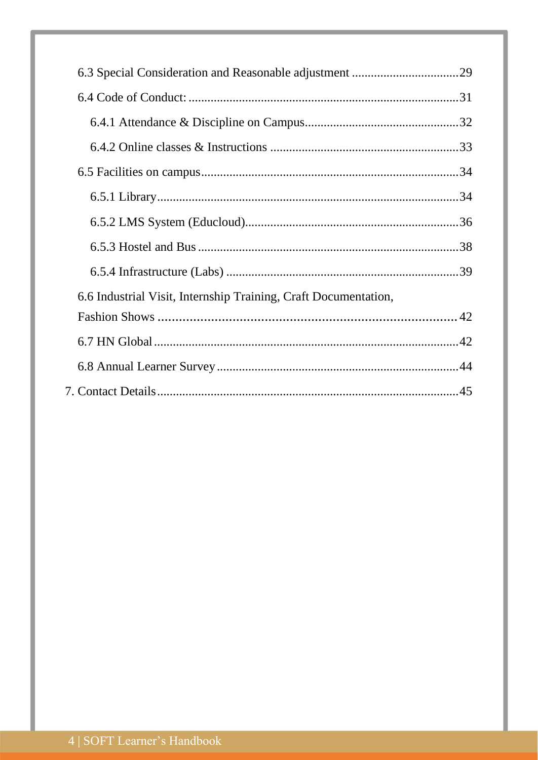6.3 Special Consideration and Reasonable adjustment ..................................29

6.4 Code of Conduct: ......................................................................................31

6.4.1 Attendance & Discipline on Campus..................................................32

6.4.2 Online classes & Instructions ............................................................33

6.5 Facilities on campus..................................................................................34

6.5.1 Library................................................................................................34

6.5.2 LMS System (Educloud)....................................................................36

6.5.3 Hostel and Bus ...................................................................................38

6.5.4 Infrastructure (Labs) ..........................................................................39

6.6 Industrial Visit, Internship Training, Craft Documentation, Fashion Shows ..................................................................................... 42

6.7 HN Global.................................................................................................42

6.8 Annual Learner Survey.............................................................................44

7. Contact Details................................................................................................45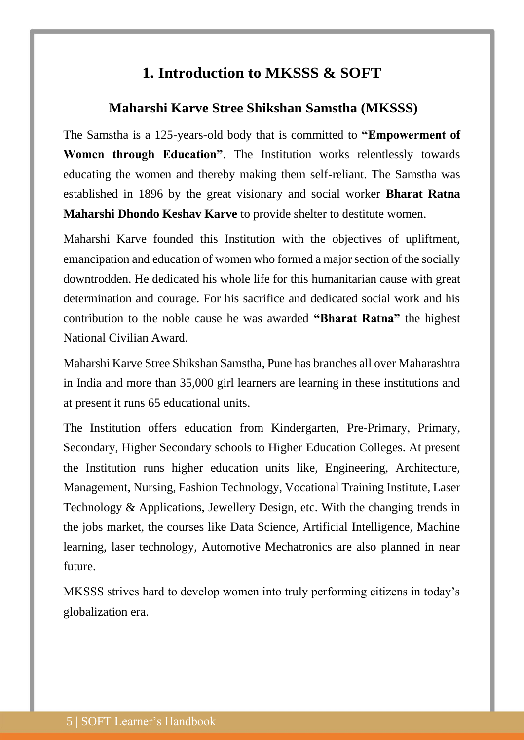# 1. Introduction to MKSSS & SOFT

## Maharshi Karve Stree Shikshan Samstha (MKSSS)

The Samstha is a 125-years-old body that is committed to **"Empowerment of Women through Education"**. The Institution works relentlessly towards educating the women and thereby making them self-reliant. The Samstha was established in 1896 by the great visionary and social worker **Bharat Ratna Maharshi Dhondo Keshav Karve** to provide shelter to destitute women.

Maharshi Karve founded this Institution with the objectives of upliftment, emancipation and education of women who formed a major section of the socially downtrodden. He dedicated his whole life for this humanitarian cause with great determination and courage. For his sacrifice and dedicated social work and his contribution to the noble cause he was awarded **"Bharat Ratna"** the highest National Civilian Award.

Maharshi Karve Stree Shikshan Samstha, Pune has branches all over Maharashtra in India and more than 35,000 girl learners are learning in these institutions and at present it runs 65 educational units.

The Institution offers education from Kindergarten, Pre-Primary, Primary, Secondary, Higher Secondary schools to Higher Education Colleges. At present the Institution runs higher education units like, Engineering, Architecture, Management, Nursing, Fashion Technology, Vocational Training Institute, Laser Technology & Applications, Jewellery Design, etc. With the changing trends in the jobs market, the courses like Data Science, Artificial Intelligence, Machine learning, laser technology, Automotive Mechatronics are also planned in near future.

MKSSS strives hard to develop women into truly performing citizens in today's globalization era.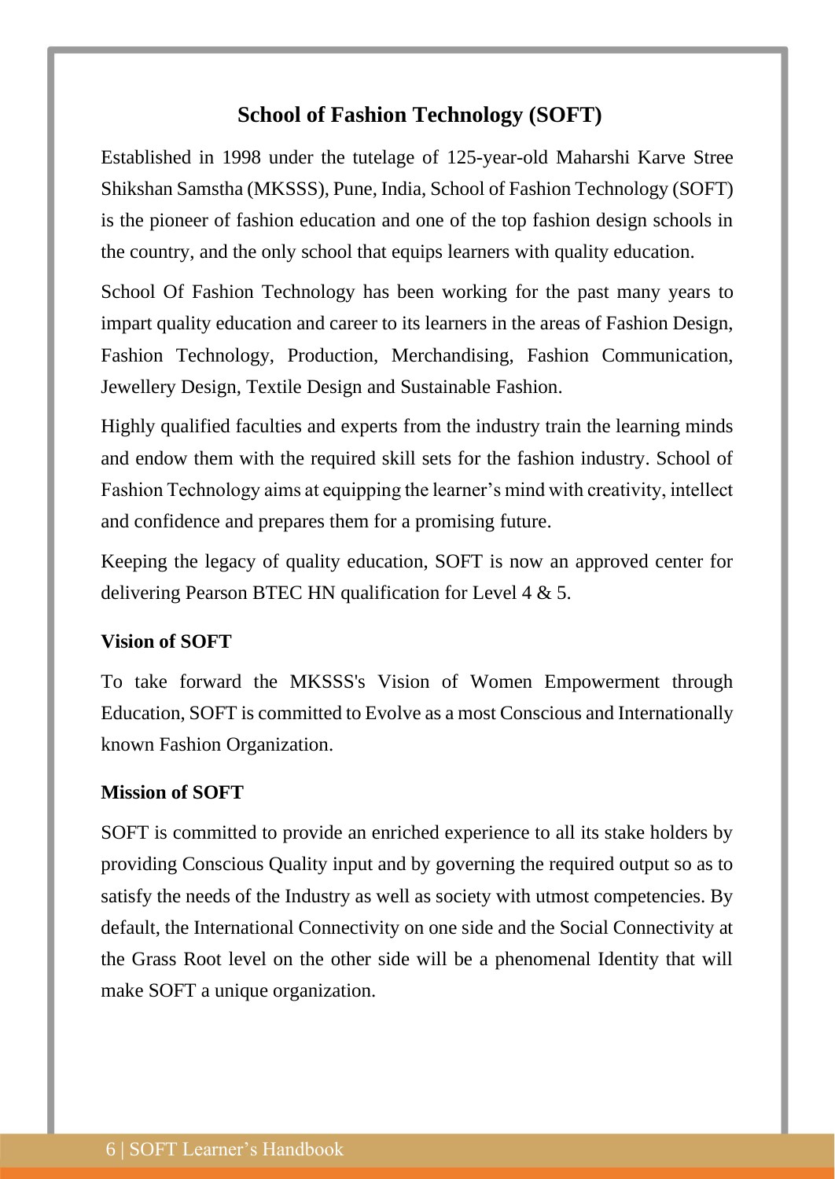# School of Fashion Technology (SOFT)

Established in 1998 under the tutelage of 125-year-old Maharshi Karve Stree Shikshan Samstha (MKSSS), Pune, India, School of Fashion Technology (SOFT) is the pioneer of fashion education and one of the top fashion design schools in the country, and the only school that equips learners with quality education.

School Of Fashion Technology has been working for the past many years to impart quality education and career to its learners in the areas of Fashion Design, Fashion Technology, Production, Merchandising, Fashion Communication, Jewellery Design, Textile Design and Sustainable Fashion.

Highly qualified faculties and experts from the industry train the learning minds and endow them with the required skill sets for the fashion industry. School of Fashion Technology aims at equipping the learner's mind with creativity, intellect and confidence and prepares them for a promising future.

Keeping the legacy of quality education, SOFT is now an approved center for delivering Pearson BTEC HN qualification for Level 4 & 5.

## Vision of SOFT

To take forward the MKSSS's Vision of Women Empowerment through Education, SOFT is committed to Evolve as a most Conscious and Internationally known Fashion Organization.

## Mission of SOFT

SOFT is committed to provide an enriched experience to all its stake holders by providing Conscious Quality input and by governing the required output so as to satisfy the needs of the Industry as well as society with utmost competencies. By default, the International Connectivity on one side and the Social Connectivity at the Grass Root level on the other side will be a phenomenal Identity that will make SOFT a unique organization.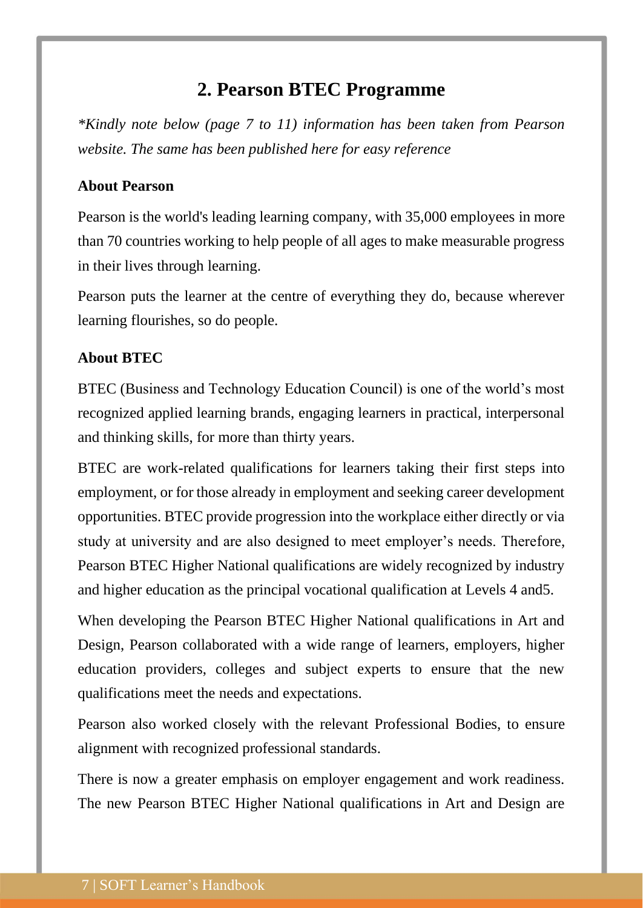## 2. Pearson BTEC Programme

*\*Kindly note below (page 7 to 11) information has been taken from Pearson website. The same has been published here for easy reference*

**About Pearson**

Pearson is the world's leading learning company, with 35,000 employees in more than 70 countries working to help people of all ages to make measurable progress in their lives through learning.

Pearson puts the learner at the centre of everything they do, because wherever learning flourishes, so do people.

**About BTEC**

BTEC (Business and Technology Education Council) is one of the world's most recognized applied learning brands, engaging learners in practical, interpersonal and thinking skills, for more than thirty years.

BTEC are work-related qualifications for learners taking their first steps into employment, or for those already in employment and seeking career development opportunities. BTEC provide progression into the workplace either directly or via study at university and are also designed to meet employer's needs. Therefore, Pearson BTEC Higher National qualifications are widely recognized by industry and higher education as the principal vocational qualification at Levels 4 and5.

When developing the Pearson BTEC Higher National qualifications in Art and Design, Pearson collaborated with a wide range of learners, employers, higher education providers, colleges and subject experts to ensure that the new qualifications meet the needs and expectations.

Pearson also worked closely with the relevant Professional Bodies, to ensure alignment with recognized professional standards.

There is now a greater emphasis on employer engagement and work readiness. The new Pearson BTEC Higher National qualifications in Art and Design are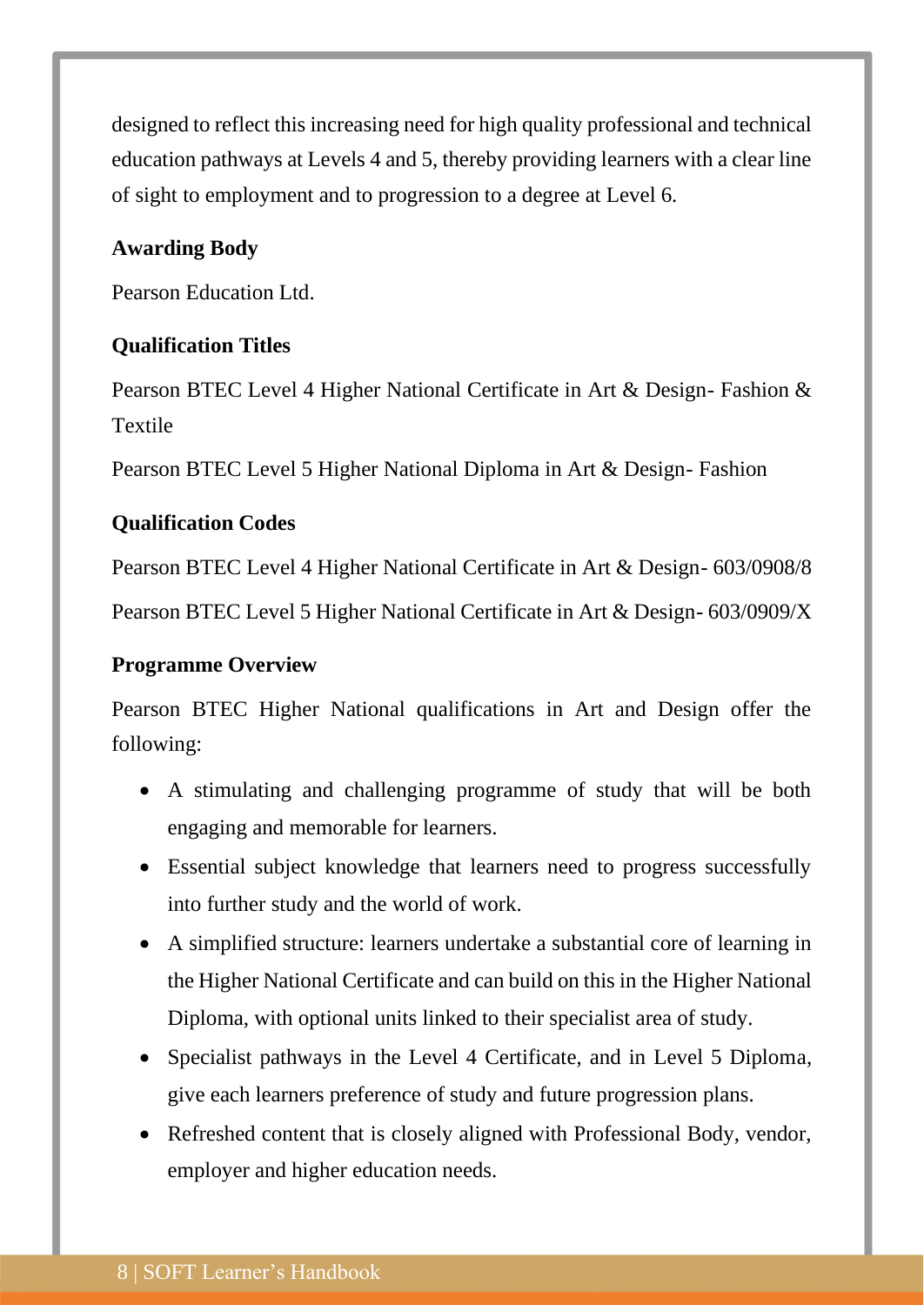designed to reflect this increasing need for high quality professional and technical education pathways at Levels 4 and 5, thereby providing learners with a clear line of sight to employment and to progression to a degree at Level 6.

**Awarding Body**

Pearson Education Ltd.

**Qualification Titles**

Pearson BTEC Level 4 Higher National Certificate in Art & Design- Fashion & Textile

Pearson BTEC Level 5 Higher National Diploma in Art & Design- Fashion

**Qualification Codes**

Pearson BTEC Level 4 Higher National Certificate in Art & Design- 603/0908/8

Pearson BTEC Level 5 Higher National Certificate in Art & Design- 603/0909/X

**Programme Overview**

Pearson BTEC Higher National qualifications in Art and Design offer the following:

- A stimulating and challenging programme of study that will be both engaging and memorable for learners.
- Essential subject knowledge that learners need to progress successfully into further study and the world of work.
- A simplified structure: learners undertake a substantial core of learning in the Higher National Certificate and can build on this in the Higher National Diploma, with optional units linked to their specialist area of study.
- Specialist pathways in the Level 4 Certificate, and in Level 5 Diploma, give each learners preference of study and future progression plans.
- Refreshed content that is closely aligned with Professional Body, vendor, employer and higher education needs.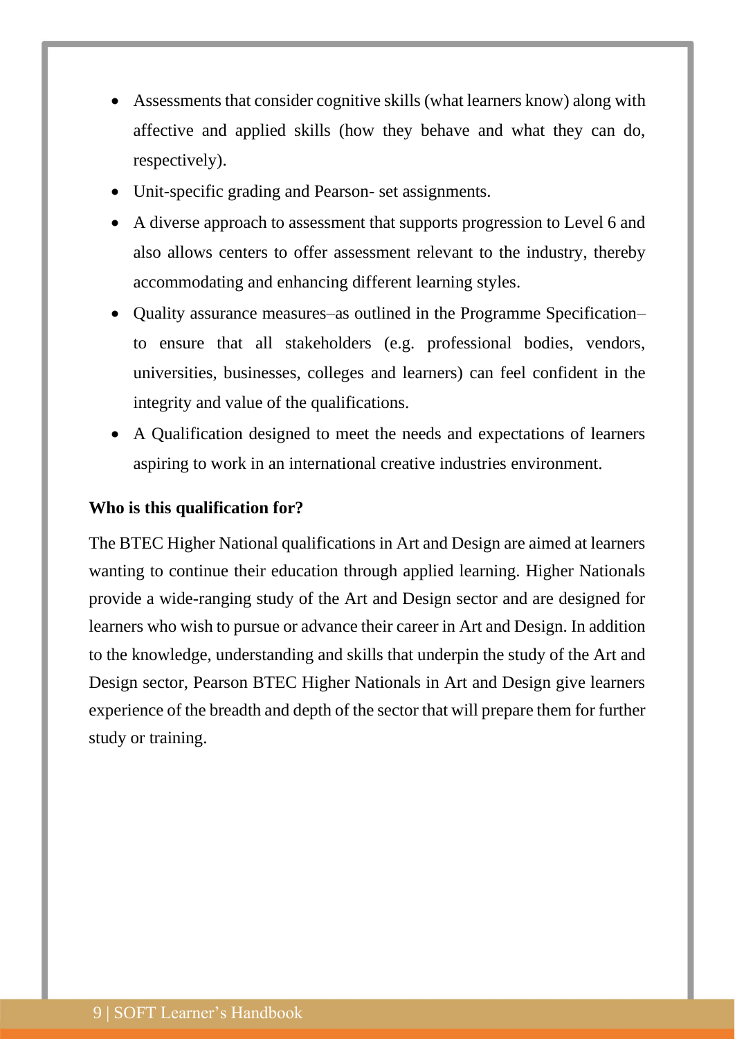- Assessments that consider cognitive skills (what learners know) along with affective and applied skills (how they behave and what they can do, respectively).
- Unit-specific grading and Pearson- set assignments.
- A diverse approach to assessment that supports progression to Level 6 and also allows centers to offer assessment relevant to the industry, thereby accommodating and enhancing different learning styles.
- Quality assurance measures–as outlined in the Programme Specification– to ensure that all stakeholders (e.g. professional bodies, vendors, universities, businesses, colleges and learners) can feel confident in the integrity and value of the qualifications.
- A Qualification designed to meet the needs and expectations of learners aspiring to work in an international creative industries environment.

**Who is this qualification for?**

The BTEC Higher National qualifications in Art and Design are aimed at learners wanting to continue their education through applied learning. Higher Nationals provide a wide-ranging study of the Art and Design sector and are designed for learners who wish to pursue or advance their career in Art and Design. In addition to the knowledge, understanding and skills that underpin the study of the Art and Design sector, Pearson BTEC Higher Nationals in Art and Design give learners experience of the breadth and depth of the sector that will prepare them for further study or training.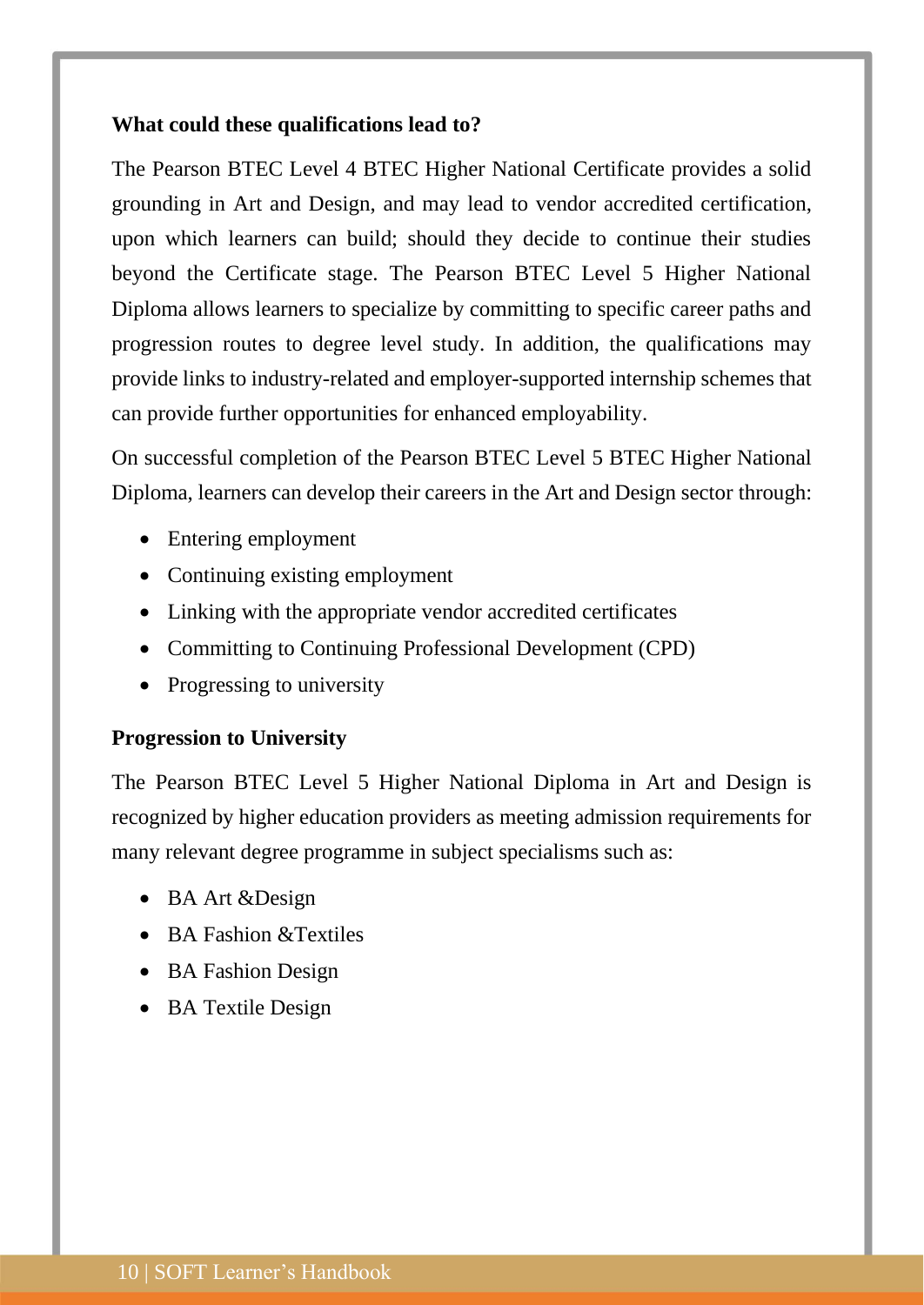**What could these qualifications lead to?**

The Pearson BTEC Level 4 BTEC Higher National Certificate provides a solid grounding in Art and Design, and may lead to vendor accredited certification, upon which learners can build; should they decide to continue their studies beyond the Certificate stage. The Pearson BTEC Level 5 Higher National Diploma allows learners to specialize by committing to specific career paths and progression routes to degree level study. In addition, the qualifications may provide links to industry-related and employer-supported internship schemes that can provide further opportunities for enhanced employability.

On successful completion of the Pearson BTEC Level 5 BTEC Higher National Diploma, learners can develop their careers in the Art and Design sector through:

- Entering employment
- Continuing existing employment
- Linking with the appropriate vendor accredited certificates
- Committing to Continuing Professional Development (CPD)
- Progressing to university

**Progression to University**

The Pearson BTEC Level 5 Higher National Diploma in Art and Design is recognized by higher education providers as meeting admission requirements for many relevant degree programme in subject specialisms such as:

- BA Art &Design
- BA Fashion &Textiles
- BA Fashion Design
- BA Textile Design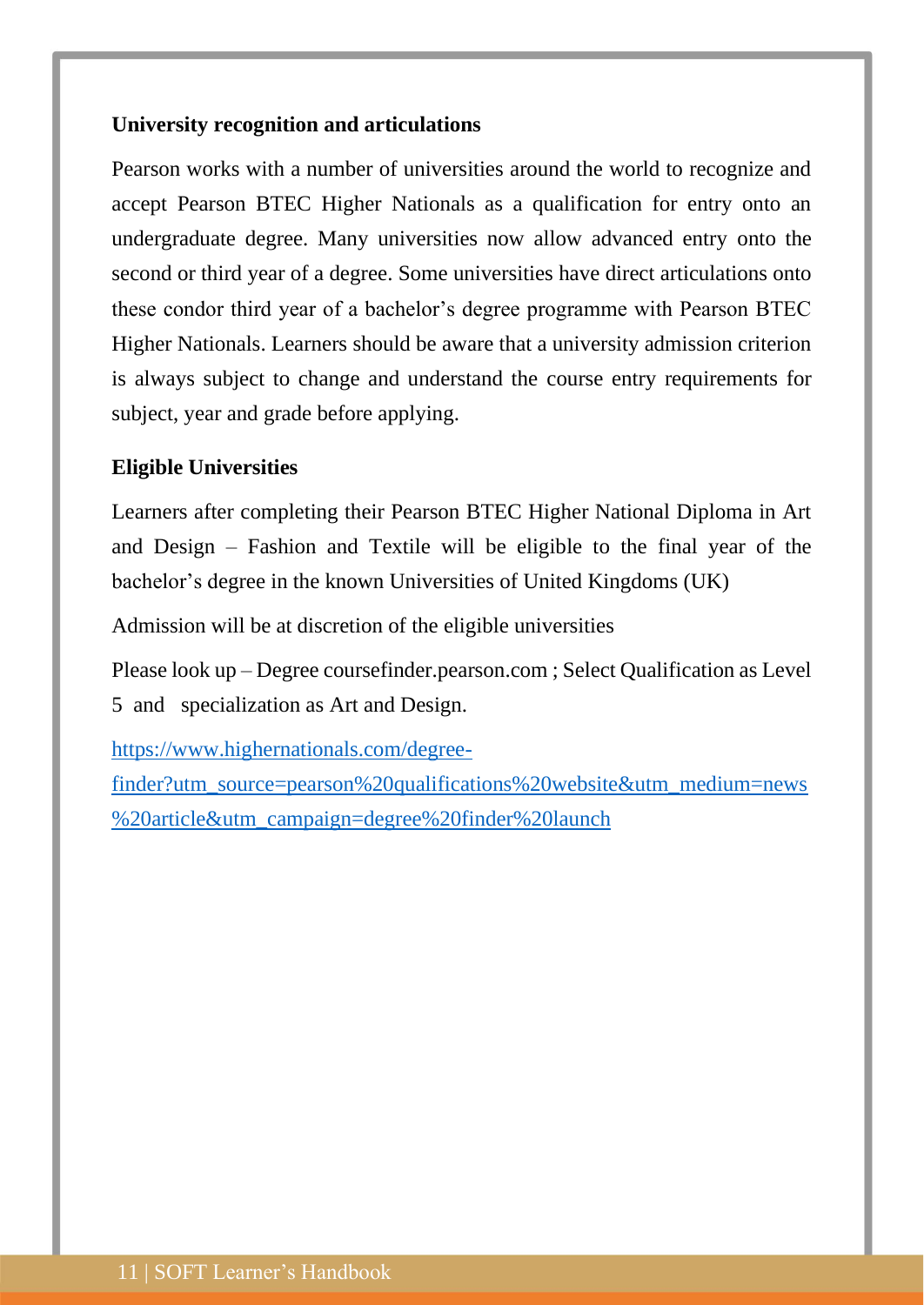**University recognition and articulations**

Pearson works with a number of universities around the world to recognize and accept Pearson BTEC Higher Nationals as a qualification for entry onto an undergraduate degree. Many universities now allow advanced entry onto the second or third year of a degree. Some universities have direct articulations onto these condor third year of a bachelor's degree programme with Pearson BTEC Higher Nationals. Learners should be aware that a university admission criterion is always subject to change and understand the course entry requirements for subject, year and grade before applying.

**Eligible Universities**

Learners after completing their Pearson BTEC Higher National Diploma in Art and Design – Fashion and Textile will be eligible to the final year of the bachelor's degree in the known Universities of United Kingdoms (UK)

Admission will be at discretion of the eligible universities

Please look up – Degree coursefinder.pearson.com ; Select Qualification as Level 5 and specialization as Art and Design.

[https://www.highernationals.com/degree-finder?utm_source=pearson%20qualifications%20website&utm_medium=news%20article&utm_campaign=degree%20finder%20launch](https://www.highernationals.com/degree-finder?utm_source=pearson%20qualifications%20website&utm_medium=news%20article&utm_campaign=degree%20finder%20launch)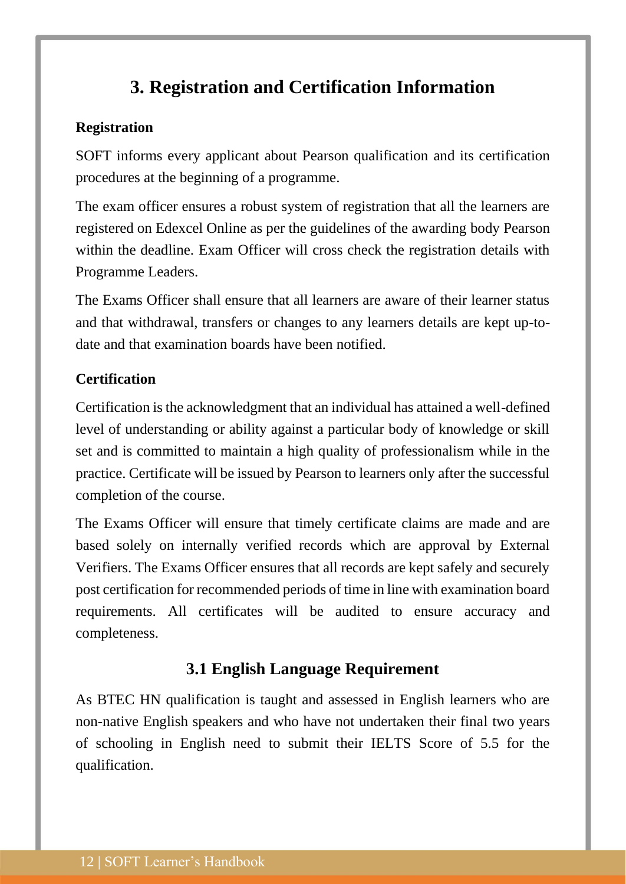# 3. Registration and Certification Information

**Registration**

SOFT informs every applicant about Pearson qualification and its certification procedures at the beginning of a programme.

The exam officer ensures a robust system of registration that all the learners are registered on Edexcel Online as per the guidelines of the awarding body Pearson within the deadline. Exam Officer will cross check the registration details with Programme Leaders.

The Exams Officer shall ensure that all learners are aware of their learner status and that withdrawal, transfers or changes to any learners details are kept up-to-date and that examination boards have been notified.

**Certification**

Certification is the acknowledgment that an individual has attained a well-defined level of understanding or ability against a particular body of knowledge or skill set and is committed to maintain a high quality of professionalism while in the practice. Certificate will be issued by Pearson to learners only after the successful completion of the course.

The Exams Officer will ensure that timely certificate claims are made and are based solely on internally verified records which are approval by External Verifiers. The Exams Officer ensures that all records are kept safely and securely post certification for recommended periods of time in line with examination board requirements. All certificates will be audited to ensure accuracy and completeness.

## 3.1 English Language Requirement

As BTEC HN qualification is taught and assessed in English learners who are non-native English speakers and who have not undertaken their final two years of schooling in English need to submit their IELTS Score of 5.5 for the qualification.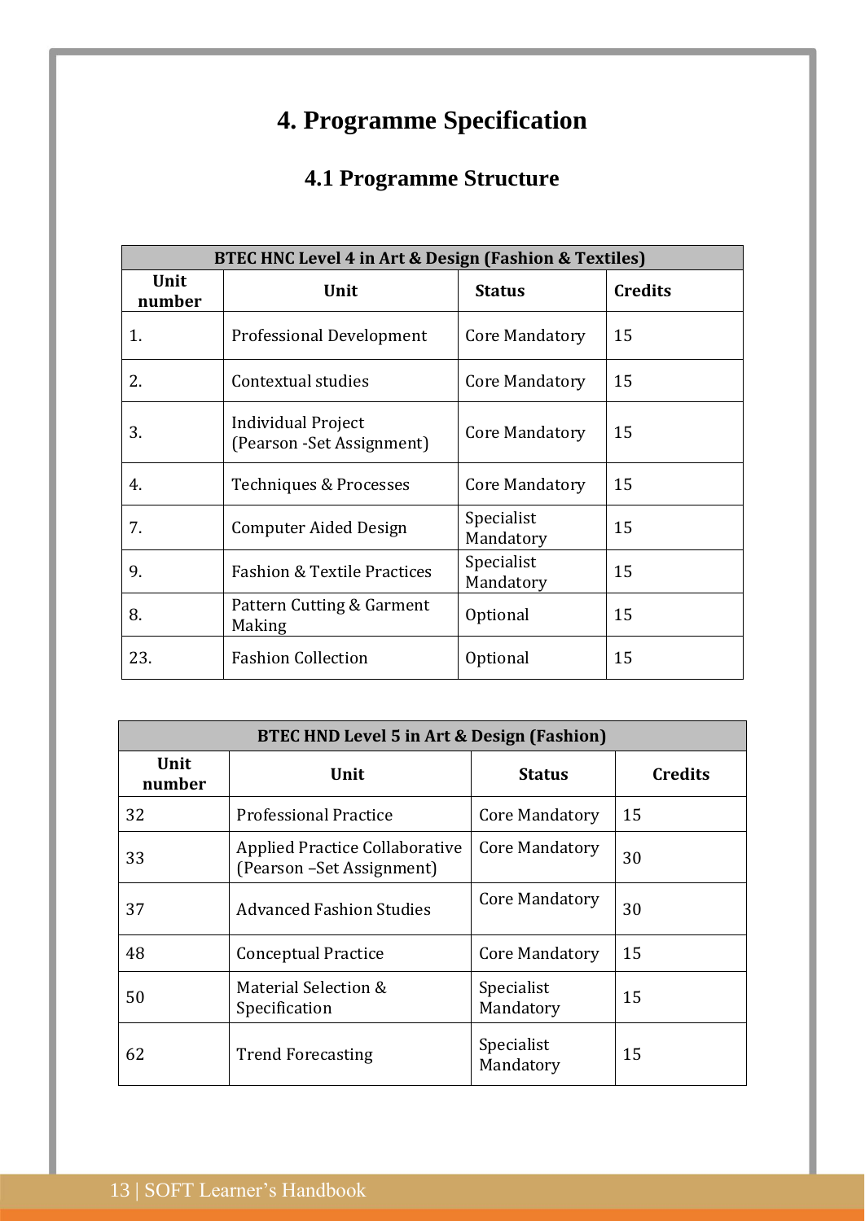# 4. Programme Specification

## 4.1 Programme Structure

| BTEC HNC Level 4 in Art & Design (Fashion & Textiles) | | | |
|---|---|---|---|
| **Unit number** | **Unit** | **Status** | **Credits** |
| 1. | Professional Development | Core Mandatory | 15 |
| 2. | Contextual studies | Core Mandatory | 15 |
| 3. | Individual Project (Pearson -Set Assignment) | Core Mandatory | 15 |
| 4. | Techniques & Processes | Core Mandatory | 15 |
| 7. | Computer Aided Design | Specialist Mandatory | 15 |
| 9. | Fashion & Textile Practices | Specialist Mandatory | 15 |
| 8. | Pattern Cutting & Garment Making | Optional | 15 |
| 23. | Fashion Collection | Optional | 15 |

| BTEC HND Level 5 in Art & Design (Fashion) | | | |
|---|---|---|---|
| **Unit number** | **Unit** | **Status** | **Credits** |
| 32 | Professional Practice | Core Mandatory | 15 |
| 33 | Applied Practice Collaborative (Pearson –Set Assignment) | Core Mandatory | 30 |
| 37 | Advanced Fashion Studies | Core Mandatory | 30 |
| 48 | Conceptual Practice | Core Mandatory | 15 |
| 50 | Material Selection & Specification | Specialist Mandatory | 15 |
| 62 | Trend Forecasting | Specialist Mandatory | 15 |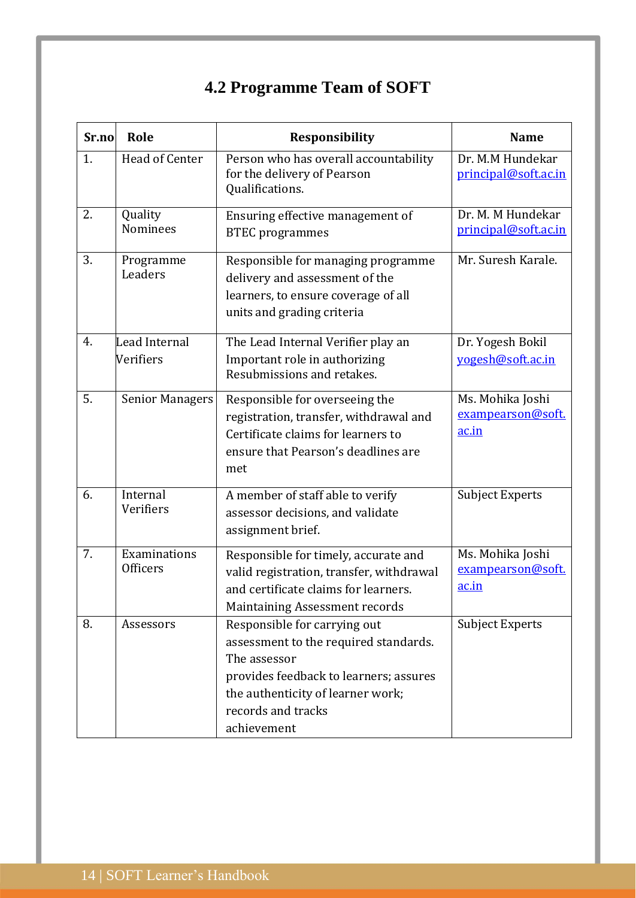## 4.2 Programme Team of SOFT

| Sr.no | Role | Responsibility | Name |
|---|---|---|---|
| 1. | Head of Center | Person who has overall accountability for the delivery of Pearson Qualifications. | Dr. M.M Hundekar principal@soft.ac.in |
| 2. | Quality Nominees | Ensuring effective management of BTEC programmes | Dr. M. M Hundekar principal@soft.ac.in |
| 3. | Programme Leaders | Responsible for managing programme delivery and assessment of the learners, to ensure coverage of all units and grading criteria | Mr. Suresh Karale. |
| 4. | Lead Internal Verifiers | The Lead Internal Verifier play an Important role in authorizing Resubmissions and retakes. | Dr. Yogesh Bokil yogesh@soft.ac.in |
| 5. | Senior Managers | Responsible for overseeing the registration, transfer, withdrawal and Certificate claims for learners to ensure that Pearson's deadlines are met | Ms. Mohika Joshi exampearson@soft.ac.in |
| 6. | Internal Verifiers | A member of staff able to verify assessor decisions, and validate assignment brief. | Subject Experts |
| 7. | Examinations Officers | Responsible for timely, accurate and valid registration, transfer, withdrawal and certificate claims for learners. Maintaining Assessment records | Ms. Mohika Joshi exampearson@soft.ac.in |
| 8. | Assessors | Responsible for carrying out assessment to the required standards. The assessor provides feedback to learners; assures the authenticity of learner work; records and tracks achievement | Subject Experts |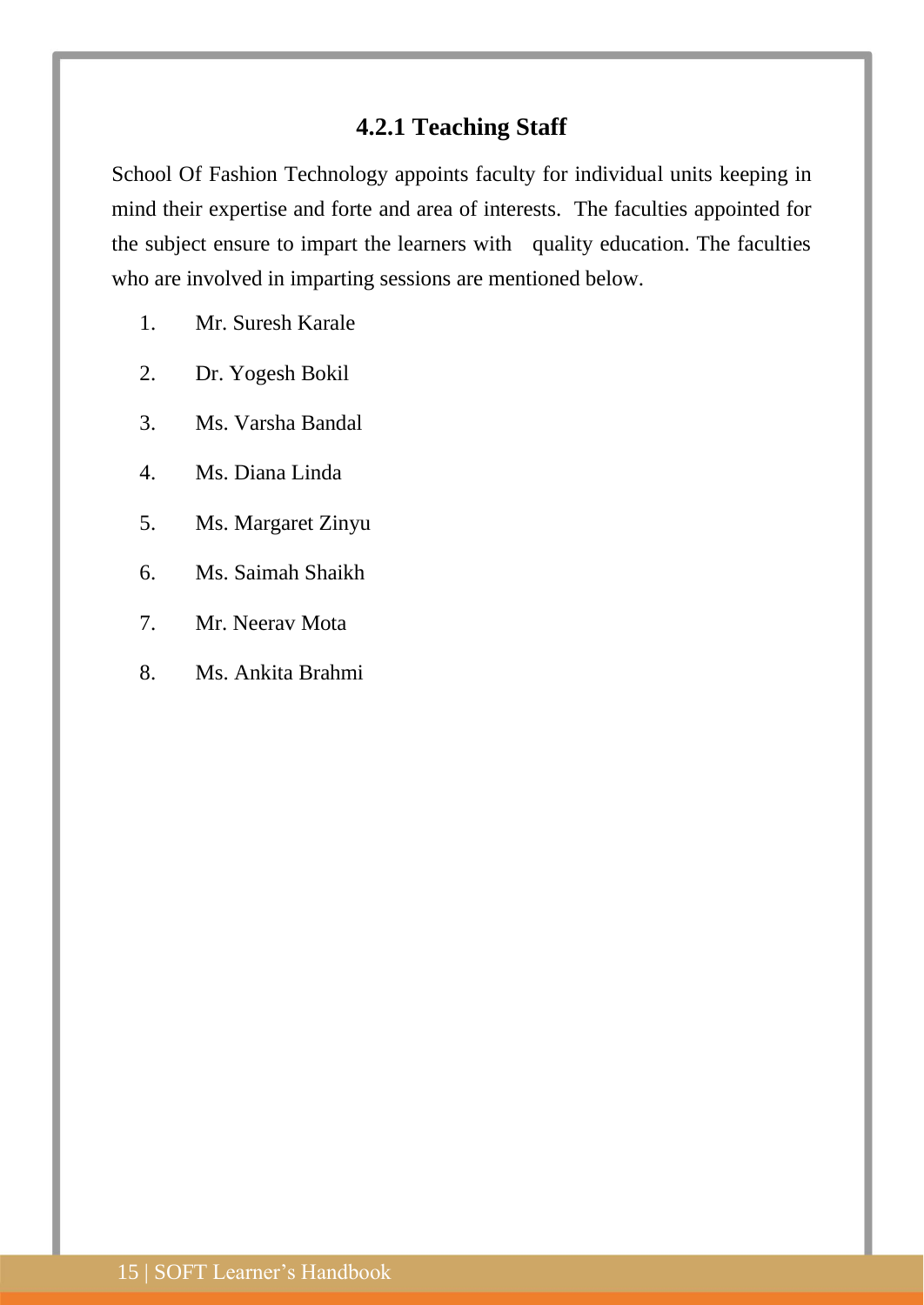### 4.2.1 Teaching Staff

School Of Fashion Technology appoints faculty for individual units keeping in mind their expertise and forte and area of interests. The faculties appointed for the subject ensure to impart the learners with quality education. The faculties who are involved in imparting sessions are mentioned below.

1. Mr. Suresh Karale
2. Dr. Yogesh Bokil
3. Ms. Varsha Bandal
4. Ms. Diana Linda
5. Ms. Margaret Zinyu
6. Ms. Saimah Shaikh
7. Mr. Neerav Mota
8. Ms. Ankita Brahmi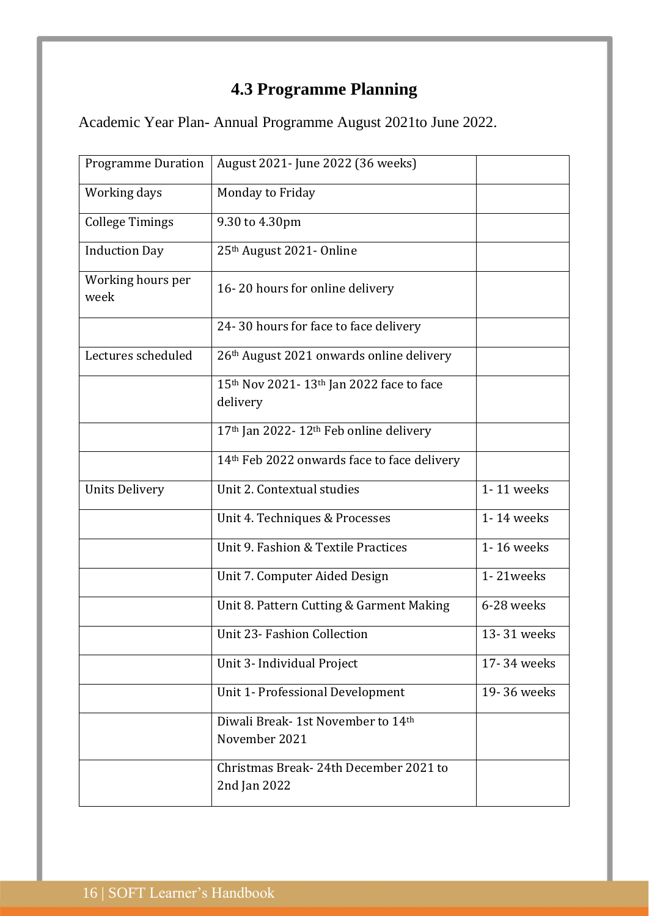## 4.3 Programme Planning

Academic Year Plan- Annual Programme August 2021to June 2022.

| Programme Duration | August 2021- June 2022 (36 weeks) | |
|---|---|---|
| Working days | Monday to Friday | |
| College Timings | 9.30 to 4.30pm | |
| Induction Day | 25th August 2021- Online | |
| Working hours per week | 16- 20 hours for online delivery | |
| | 24- 30 hours for face to face delivery | |
| Lectures scheduled | 26th August 2021 onwards online delivery | |
| | 15th Nov 2021- 13th Jan 2022 face to face delivery | |
| | 17th Jan 2022- 12th Feb online delivery | |
| | 14th Feb 2022 onwards face to face delivery | |
| Units Delivery | Unit 2. Contextual studies | 1- 11 weeks |
| | Unit 4. Techniques & Processes | 1- 14 weeks |
| | Unit 9. Fashion & Textile Practices | 1- 16 weeks |
| | Unit 7. Computer Aided Design | 1- 21weeks |
| | Unit 8. Pattern Cutting & Garment Making | 6-28 weeks |
| | Unit 23- Fashion Collection | 13- 31 weeks |
| | Unit 3- Individual Project | 17- 34 weeks |
| | Unit 1- Professional Development | 19- 36 weeks |
| | Diwali Break- 1st November to 14th November 2021 | |
| | Christmas Break- 24th December 2021 to 2nd Jan 2022 | |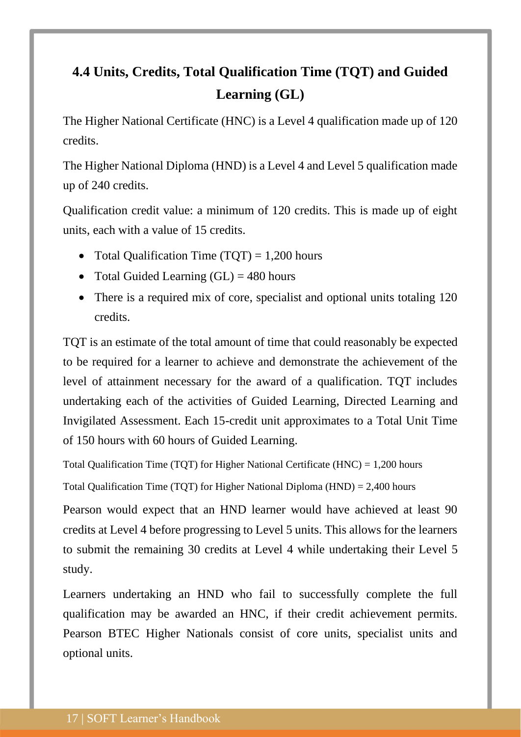## 4.4 Units, Credits, Total Qualification Time (TQT) and Guided Learning (GL)

The Higher National Certificate (HNC) is a Level 4 qualification made up of 120 credits.

The Higher National Diploma (HND) is a Level 4 and Level 5 qualification made up of 240 credits.

Qualification credit value: a minimum of 120 credits. This is made up of eight units, each with a value of 15 credits.

- Total Qualification Time (TQT) = 1,200 hours
- Total Guided Learning (GL) = 480 hours
- There is a required mix of core, specialist and optional units totaling 120 credits.

TQT is an estimate of the total amount of time that could reasonably be expected to be required for a learner to achieve and demonstrate the achievement of the level of attainment necessary for the award of a qualification. TQT includes undertaking each of the activities of Guided Learning, Directed Learning and Invigilated Assessment. Each 15-credit unit approximates to a Total Unit Time of 150 hours with 60 hours of Guided Learning.

Total Qualification Time (TQT) for Higher National Certificate (HNC) = 1,200 hours

Total Qualification Time (TQT) for Higher National Diploma (HND) = 2,400 hours

Pearson would expect that an HND learner would have achieved at least 90 credits at Level 4 before progressing to Level 5 units. This allows for the learners to submit the remaining 30 credits at Level 4 while undertaking their Level 5 study.

Learners undertaking an HND who fail to successfully complete the full qualification may be awarded an HNC, if their credit achievement permits. Pearson BTEC Higher Nationals consist of core units, specialist units and optional units.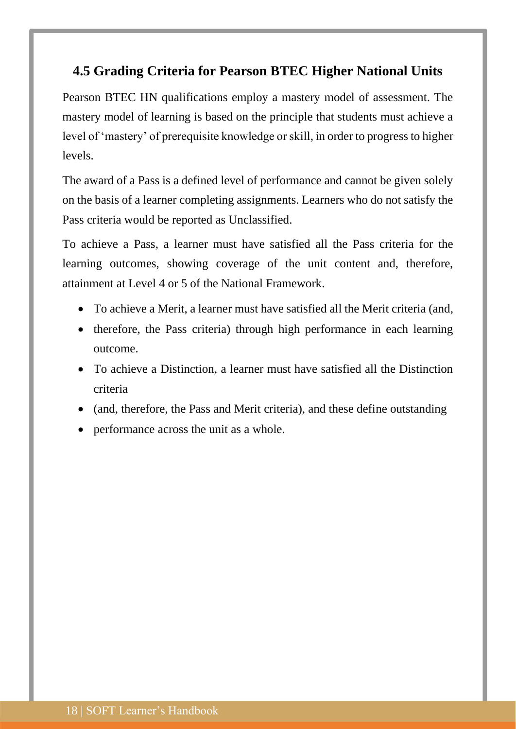## 4.5 Grading Criteria for Pearson BTEC Higher National Units

Pearson BTEC HN qualifications employ a mastery model of assessment. The mastery model of learning is based on the principle that students must achieve a level of 'mastery' of prerequisite knowledge or skill, in order to progress to higher levels.

The award of a Pass is a defined level of performance and cannot be given solely on the basis of a learner completing assignments. Learners who do not satisfy the Pass criteria would be reported as Unclassified.

To achieve a Pass, a learner must have satisfied all the Pass criteria for the learning outcomes, showing coverage of the unit content and, therefore, attainment at Level 4 or 5 of the National Framework.

- To achieve a Merit, a learner must have satisfied all the Merit criteria (and,
- therefore, the Pass criteria) through high performance in each learning outcome.
- To achieve a Distinction, a learner must have satisfied all the Distinction criteria
- (and, therefore, the Pass and Merit criteria), and these define outstanding
- performance across the unit as a whole.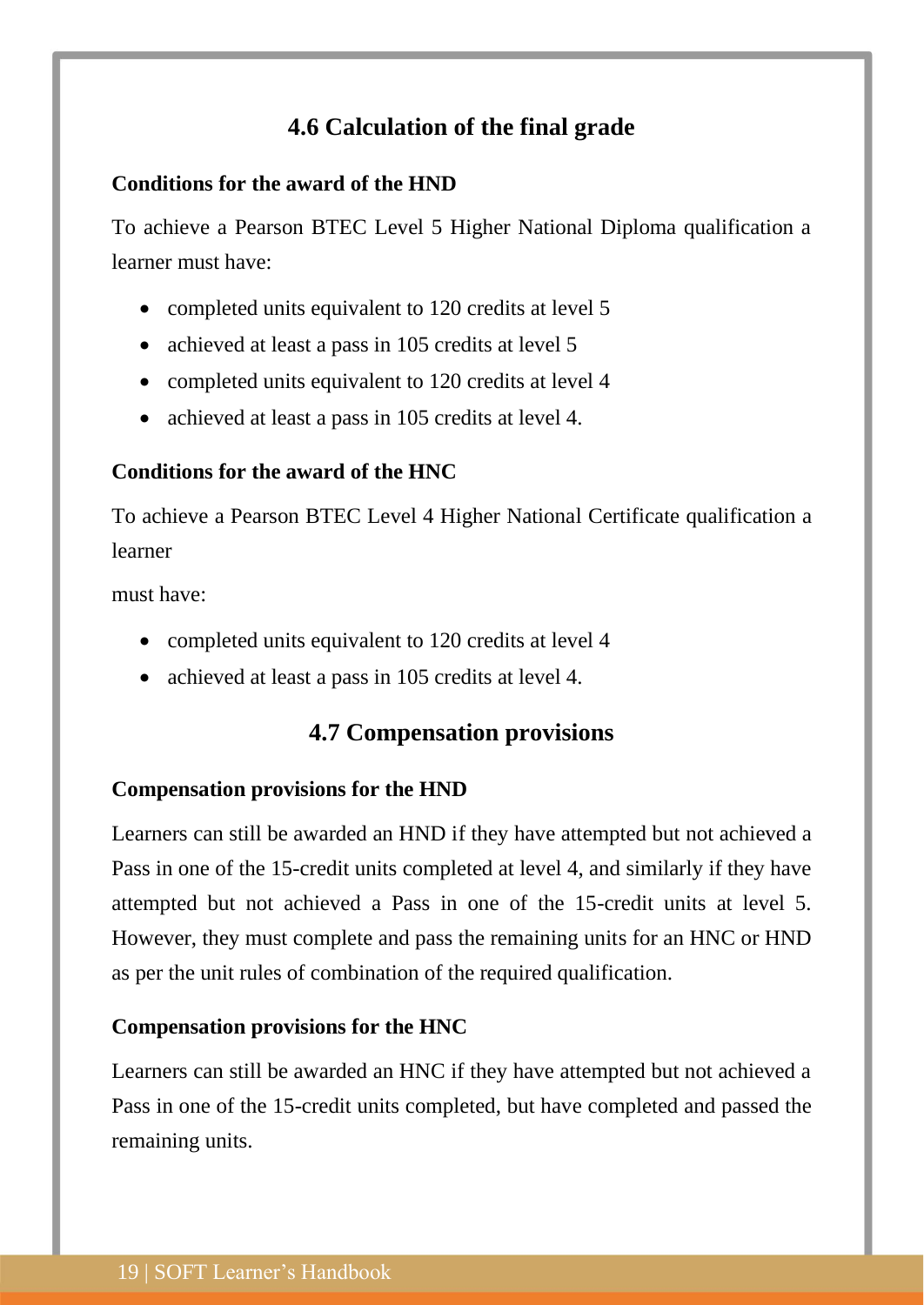## 4.6 Calculation of the final grade

**Conditions for the award of the HND**

To achieve a Pearson BTEC Level 5 Higher National Diploma qualification a learner must have:

- completed units equivalent to 120 credits at level 5
- achieved at least a pass in 105 credits at level 5
- completed units equivalent to 120 credits at level 4
- achieved at least a pass in 105 credits at level 4.

**Conditions for the award of the HNC**

To achieve a Pearson BTEC Level 4 Higher National Certificate qualification a learner

must have:

- completed units equivalent to 120 credits at level 4
- achieved at least a pass in 105 credits at level 4.

## 4.7 Compensation provisions

**Compensation provisions for the HND**

Learners can still be awarded an HND if they have attempted but not achieved a Pass in one of the 15-credit units completed at level 4, and similarly if they have attempted but not achieved a Pass in one of the 15-credit units at level 5. However, they must complete and pass the remaining units for an HNC or HND as per the unit rules of combination of the required qualification.

**Compensation provisions for the HNC**

Learners can still be awarded an HNC if they have attempted but not achieved a Pass in one of the 15-credit units completed, but have completed and passed the remaining units.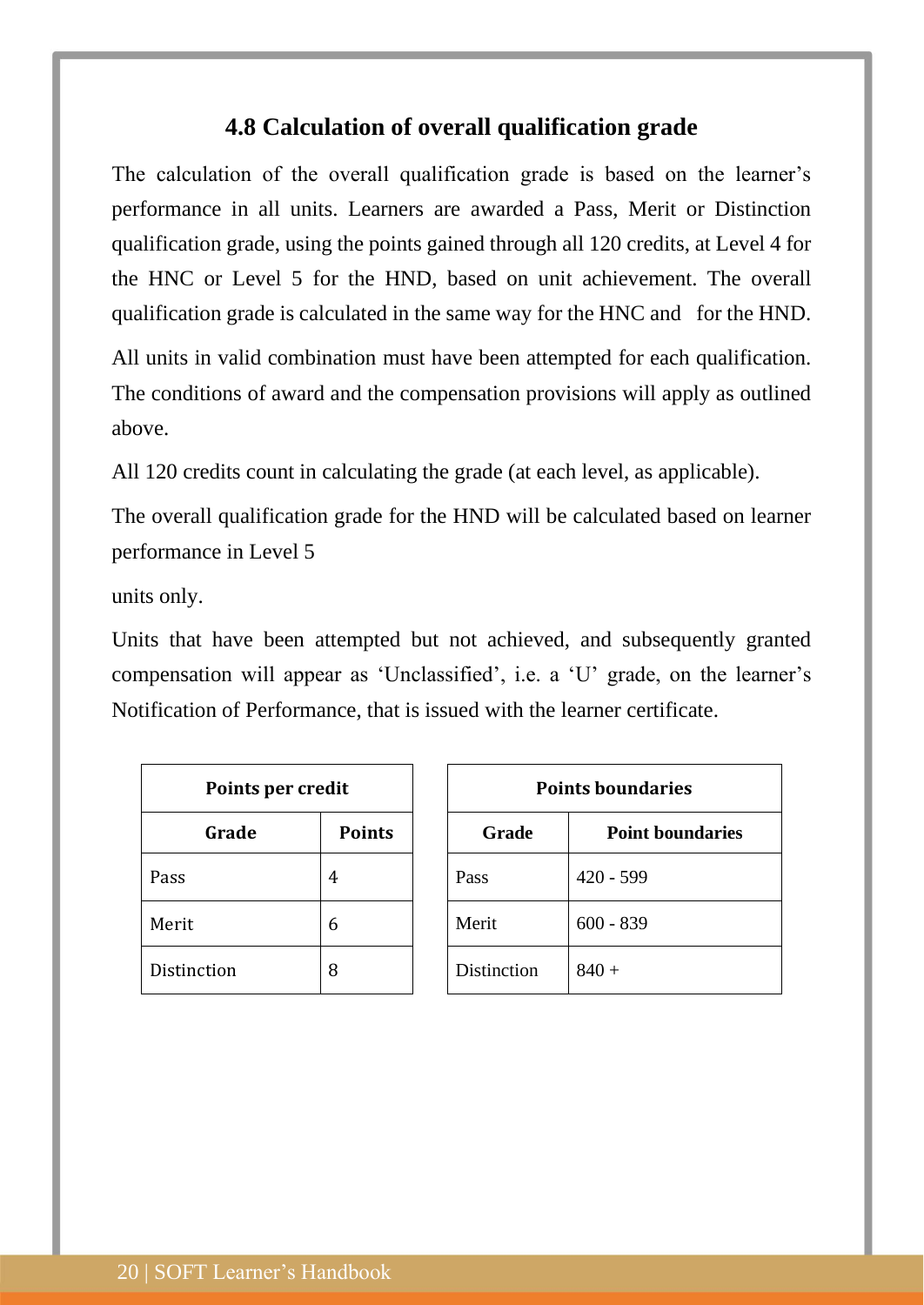## 4.8 Calculation of overall qualification grade

The calculation of the overall qualification grade is based on the learner's performance in all units. Learners are awarded a Pass, Merit or Distinction qualification grade, using the points gained through all 120 credits, at Level 4 for the HNC or Level 5 for the HND, based on unit achievement. The overall qualification grade is calculated in the same way for the HNC and for the HND.

All units in valid combination must have been attempted for each qualification. The conditions of award and the compensation provisions will apply as outlined above.

All 120 credits count in calculating the grade (at each level, as applicable).

The overall qualification grade for the HND will be calculated based on learner performance in Level 5

units only.

Units that have been attempted but not achieved, and subsequently granted compensation will appear as 'Unclassified', i.e. a 'U' grade, on the learner's Notification of Performance, that is issued with the learner certificate.

| Points per credit | |
|---|---|
| **Grade** | **Points** |
| Pass | 4 |
| Merit | 6 |
| Distinction | 8 |

| Points boundaries | |
|---|---|
| **Grade** | **Point boundaries** |
| Pass | 420 - 599 |
| Merit | 600 - 839 |
| Distinction | 840 + |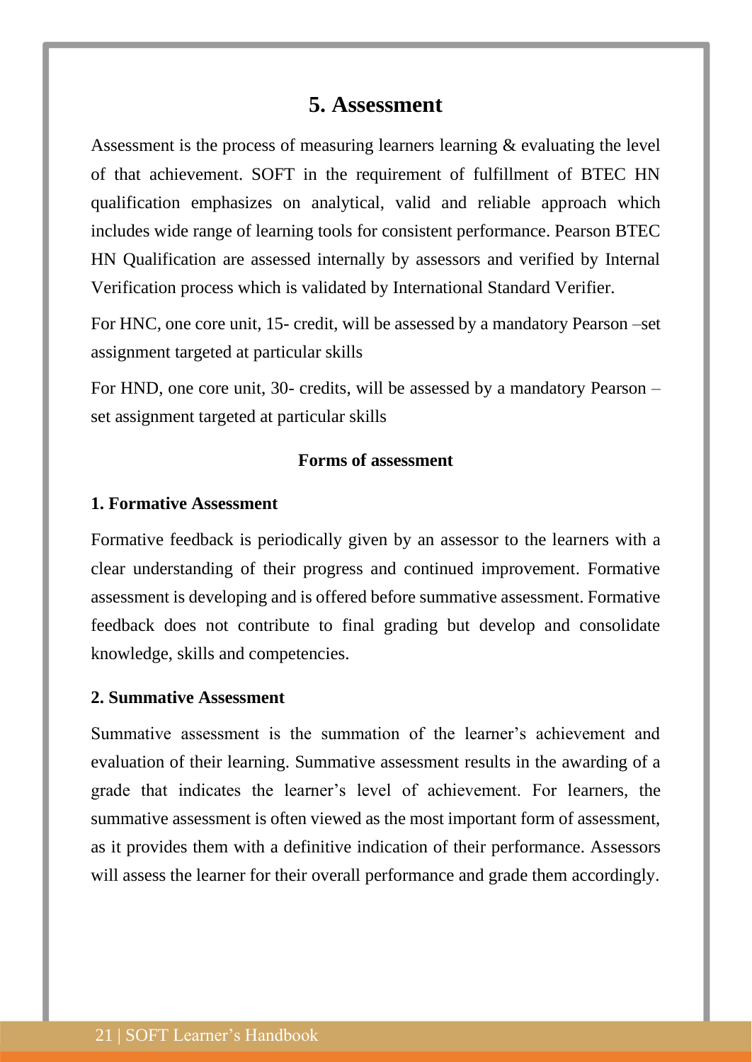# 5. Assessment

Assessment is the process of measuring learners learning & evaluating the level of that achievement. SOFT in the requirement of fulfillment of BTEC HN qualification emphasizes on analytical, valid and reliable approach which includes wide range of learning tools for consistent performance. Pearson BTEC HN Qualification are assessed internally by assessors and verified by Internal Verification process which is validated by International Standard Verifier.

For HNC, one core unit, 15- credit, will be assessed by a mandatory Pearson –set assignment targeted at particular skills

For HND, one core unit, 30- credits, will be assessed by a mandatory Pearson –set assignment targeted at particular skills

**Forms of assessment**

**1. Formative Assessment**

Formative feedback is periodically given by an assessor to the learners with a clear understanding of their progress and continued improvement. Formative assessment is developing and is offered before summative assessment. Formative feedback does not contribute to final grading but develop and consolidate knowledge, skills and competencies.

**2. Summative Assessment**

Summative assessment is the summation of the learner's achievement and evaluation of their learning. Summative assessment results in the awarding of a grade that indicates the learner's level of achievement. For learners, the summative assessment is often viewed as the most important form of assessment, as it provides them with a definitive indication of their performance. Assessors will assess the learner for their overall performance and grade them accordingly.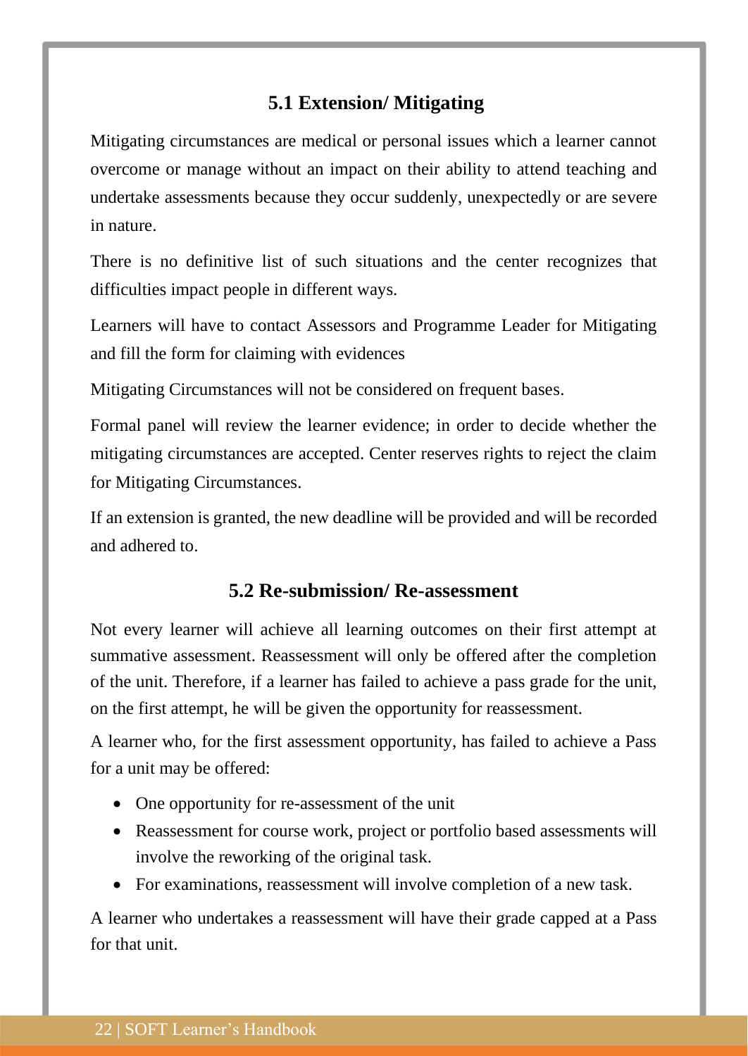## 5.1 Extension/ Mitigating

Mitigating circumstances are medical or personal issues which a learner cannot overcome or manage without an impact on their ability to attend teaching and undertake assessments because they occur suddenly, unexpectedly or are severe in nature.

There is no definitive list of such situations and the center recognizes that difficulties impact people in different ways.

Learners will have to contact Assessors and Programme Leader for Mitigating and fill the form for claiming with evidences

Mitigating Circumstances will not be considered on frequent bases.

Formal panel will review the learner evidence; in order to decide whether the mitigating circumstances are accepted. Center reserves rights to reject the claim for Mitigating Circumstances.

If an extension is granted, the new deadline will be provided and will be recorded and adhered to.

## 5.2 Re-submission/ Re-assessment

Not every learner will achieve all learning outcomes on their first attempt at summative assessment. Reassessment will only be offered after the completion of the unit. Therefore, if a learner has failed to achieve a pass grade for the unit, on the first attempt, he will be given the opportunity for reassessment.

A learner who, for the first assessment opportunity, has failed to achieve a Pass for a unit may be offered:

- One opportunity for re-assessment of the unit
- Reassessment for course work, project or portfolio based assessments will involve the reworking of the original task.
- For examinations, reassessment will involve completion of a new task.

A learner who undertakes a reassessment will have their grade capped at a Pass for that unit.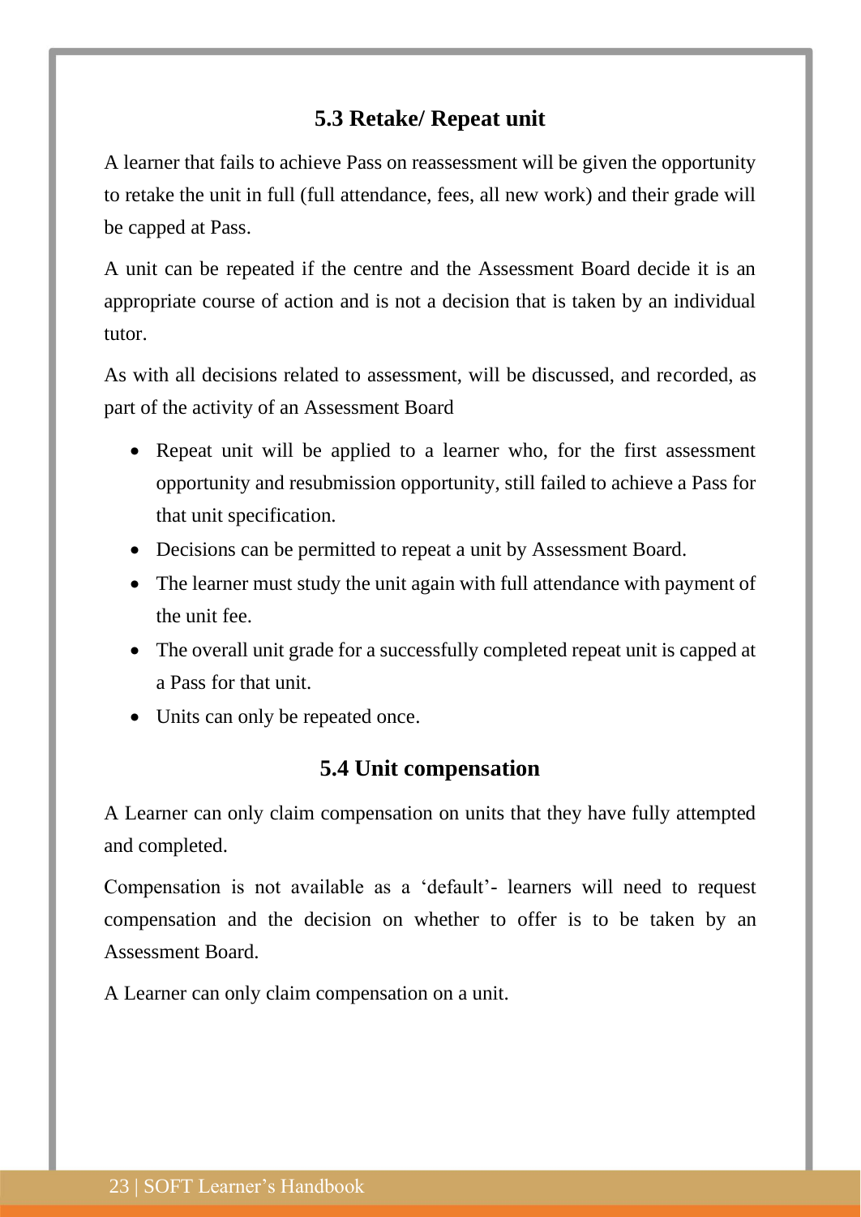## 5.3 Retake/ Repeat unit

A learner that fails to achieve Pass on reassessment will be given the opportunity to retake the unit in full (full attendance, fees, all new work) and their grade will be capped at Pass.

A unit can be repeated if the centre and the Assessment Board decide it is an appropriate course of action and is not a decision that is taken by an individual tutor.

As with all decisions related to assessment, will be discussed, and recorded, as part of the activity of an Assessment Board

- Repeat unit will be applied to a learner who, for the first assessment opportunity and resubmission opportunity, still failed to achieve a Pass for that unit specification.
- Decisions can be permitted to repeat a unit by Assessment Board.
- The learner must study the unit again with full attendance with payment of the unit fee.
- The overall unit grade for a successfully completed repeat unit is capped at a Pass for that unit.
- Units can only be repeated once.

## 5.4 Unit compensation

A Learner can only claim compensation on units that they have fully attempted and completed.

Compensation is not available as a 'default'- learners will need to request compensation and the decision on whether to offer is to be taken by an Assessment Board.

A Learner can only claim compensation on a unit.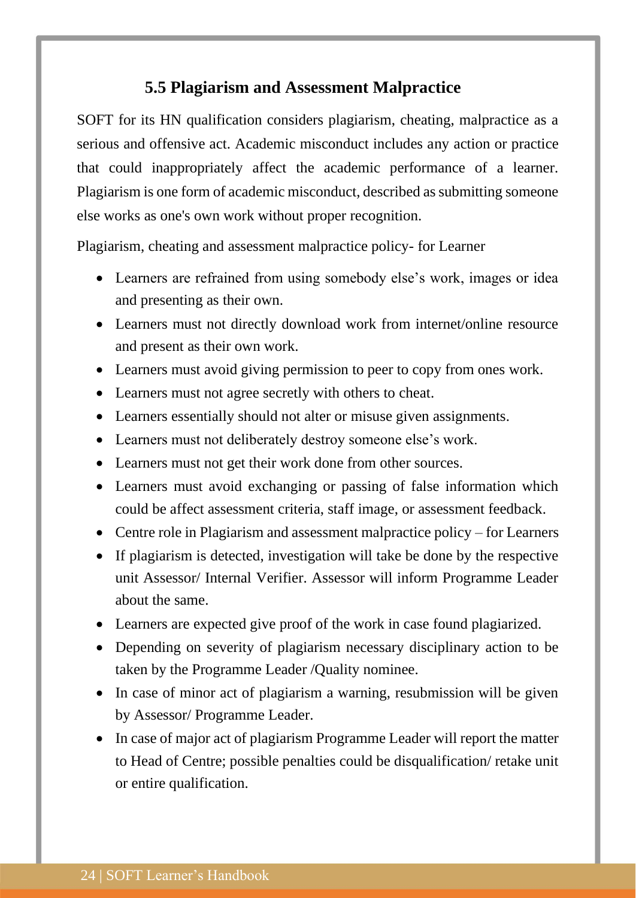### 5.5 Plagiarism and Assessment Malpractice

SOFT for its HN qualification considers plagiarism, cheating, malpractice as a serious and offensive act. Academic misconduct includes any action or practice that could inappropriately affect the academic performance of a learner. Plagiarism is one form of academic misconduct, described as submitting someone else works as one's own work without proper recognition.

Plagiarism, cheating and assessment malpractice policy- for Learner

- Learners are refrained from using somebody else's work, images or idea and presenting as their own.
- Learners must not directly download work from internet/online resource and present as their own work.
- Learners must avoid giving permission to peer to copy from ones work.
- Learners must not agree secretly with others to cheat.
- Learners essentially should not alter or misuse given assignments.
- Learners must not deliberately destroy someone else's work.
- Learners must not get their work done from other sources.
- Learners must avoid exchanging or passing of false information which could be affect assessment criteria, staff image, or assessment feedback.
- Centre role in Plagiarism and assessment malpractice policy – for Learners
- If plagiarism is detected, investigation will take be done by the respective unit Assessor/ Internal Verifier. Assessor will inform Programme Leader about the same.
- Learners are expected give proof of the work in case found plagiarized.
- Depending on severity of plagiarism necessary disciplinary action to be taken by the Programme Leader /Quality nominee.
- In case of minor act of plagiarism a warning, resubmission will be given by Assessor/ Programme Leader.
- In case of major act of plagiarism Programme Leader will report the matter to Head of Centre; possible penalties could be disqualification/ retake unit or entire qualification.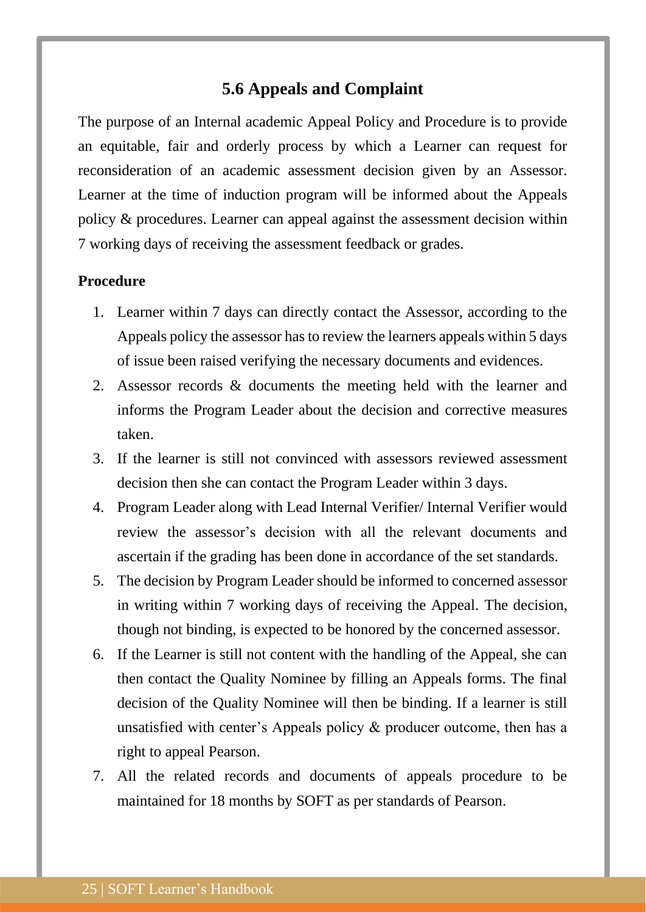## 5.6 Appeals and Complaint

The purpose of an Internal academic Appeal Policy and Procedure is to provide an equitable, fair and orderly process by which a Learner can request for reconsideration of an academic assessment decision given by an Assessor. Learner at the time of induction program will be informed about the Appeals policy & procedures. Learner can appeal against the assessment decision within 7 working days of receiving the assessment feedback or grades.

**Procedure**

1. Learner within 7 days can directly contact the Assessor, according to the Appeals policy the assessor has to review the learners appeals within 5 days of issue been raised verifying the necessary documents and evidences.
2. Assessor records & documents the meeting held with the learner and informs the Program Leader about the decision and corrective measures taken.
3. If the learner is still not convinced with assessors reviewed assessment decision then she can contact the Program Leader within 3 days.
4. Program Leader along with Lead Internal Verifier/ Internal Verifier would review the assessor's decision with all the relevant documents and ascertain if the grading has been done in accordance of the set standards.
5. The decision by Program Leader should be informed to concerned assessor in writing within 7 working days of receiving the Appeal. The decision, though not binding, is expected to be honored by the concerned assessor.
6. If the Learner is still not content with the handling of the Appeal, she can then contact the Quality Nominee by filling an Appeals forms. The final decision of the Quality Nominee will then be binding. If a learner is still unsatisfied with center's Appeals policy & producer outcome, then has a right to appeal Pearson.
7. All the related records and documents of appeals procedure to be maintained for 18 months by SOFT as per standards of Pearson.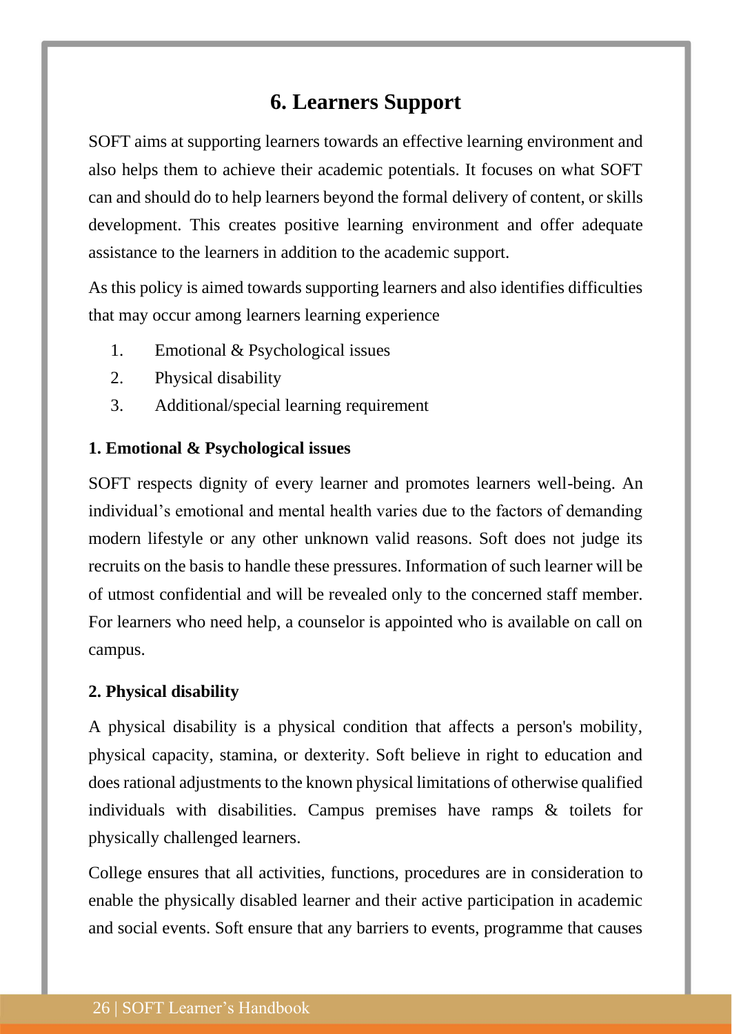# 6. Learners Support

SOFT aims at supporting learners towards an effective learning environment and also helps them to achieve their academic potentials. It focuses on what SOFT can and should do to help learners beyond the formal delivery of content, or skills development. This creates positive learning environment and offer adequate assistance to the learners in addition to the academic support.

As this policy is aimed towards supporting learners and also identifies difficulties that may occur among learners learning experience

1. Emotional & Psychological issues
2. Physical disability
3. Additional/special learning requirement

**1. Emotional & Psychological issues**

SOFT respects dignity of every learner and promotes learners well-being. An individual's emotional and mental health varies due to the factors of demanding modern lifestyle or any other unknown valid reasons. Soft does not judge its recruits on the basis to handle these pressures. Information of such learner will be of utmost confidential and will be revealed only to the concerned staff member. For learners who need help, a counselor is appointed who is available on call on campus.

**2. Physical disability**

A physical disability is a physical condition that affects a person's mobility, physical capacity, stamina, or dexterity. Soft believe in right to education and does rational adjustments to the known physical limitations of otherwise qualified individuals with disabilities. Campus premises have ramps & toilets for physically challenged learners.

College ensures that all activities, functions, procedures are in consideration to enable the physically disabled learner and their active participation in academic and social events. Soft ensure that any barriers to events, programme that causes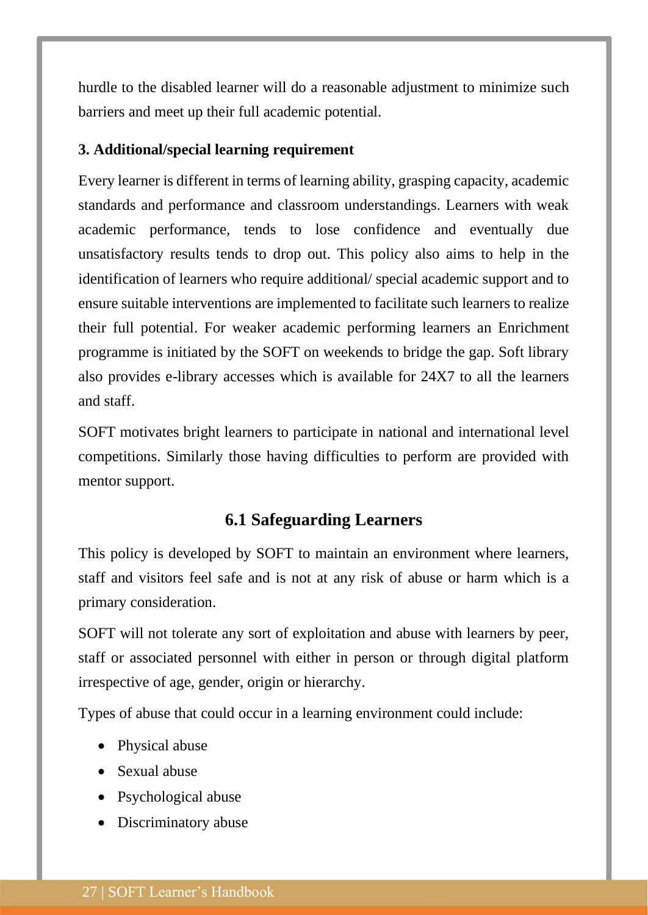hurdle to the disabled learner will do a reasonable adjustment to minimize such barriers and meet up their full academic potential.

**3. Additional/special learning requirement**

Every learner is different in terms of learning ability, grasping capacity, academic standards and performance and classroom understandings. Learners with weak academic performance, tends to lose confidence and eventually due unsatisfactory results tends to drop out. This policy also aims to help in the identification of learners who require additional/ special academic support and to ensure suitable interventions are implemented to facilitate such learners to realize their full potential. For weaker academic performing learners an Enrichment programme is initiated by the SOFT on weekends to bridge the gap. Soft library also provides e-library accesses which is available for 24X7 to all the learners and staff.

SOFT motivates bright learners to participate in national and international level competitions. Similarly those having difficulties to perform are provided with mentor support.

## 6.1 Safeguarding Learners

This policy is developed by SOFT to maintain an environment where learners, staff and visitors feel safe and is not at any risk of abuse or harm which is a primary consideration.

SOFT will not tolerate any sort of exploitation and abuse with learners by peer, staff or associated personnel with either in person or through digital platform irrespective of age, gender, origin or hierarchy.

Types of abuse that could occur in a learning environment could include:

- Physical abuse
- Sexual abuse
- Psychological abuse
- Discriminatory abuse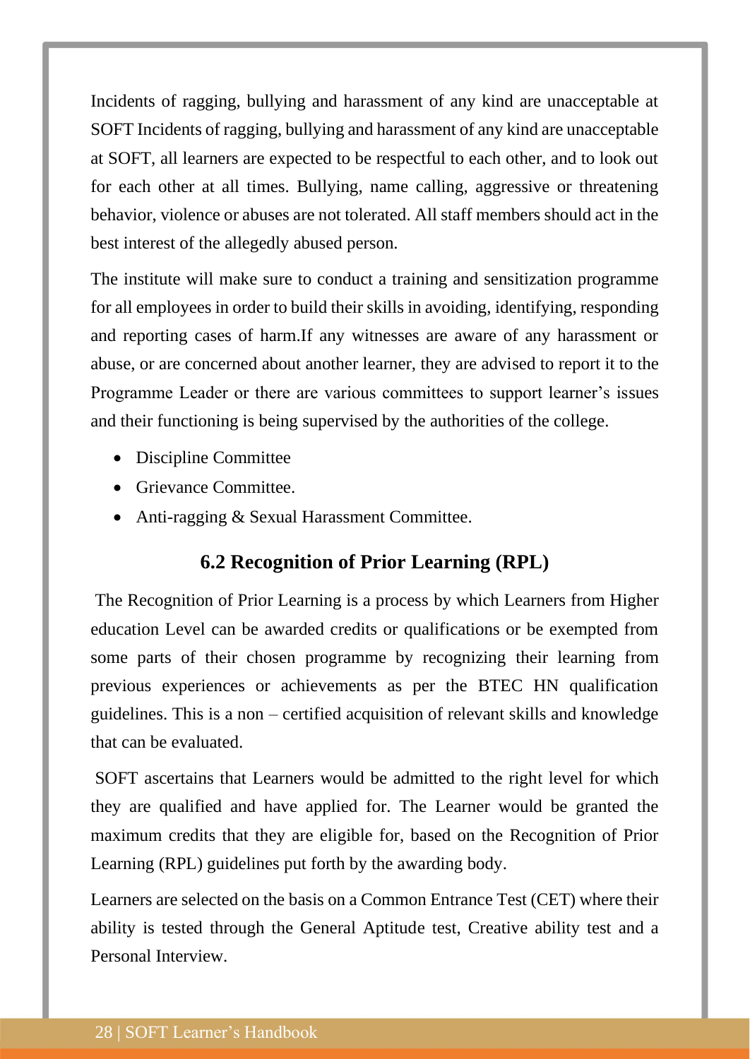Incidents of ragging, bullying and harassment of any kind are unacceptable at SOFT Incidents of ragging, bullying and harassment of any kind are unacceptable at SOFT, all learners are expected to be respectful to each other, and to look out for each other at all times. Bullying, name calling, aggressive or threatening behavior, violence or abuses are not tolerated. All staff members should act in the best interest of the allegedly abused person.

The institute will make sure to conduct a training and sensitization programme for all employees in order to build their skills in avoiding, identifying, responding and reporting cases of harm.If any witnesses are aware of any harassment or abuse, or are concerned about another learner, they are advised to report it to the Programme Leader or there are various committees to support learner's issues and their functioning is being supervised by the authorities of the college.

- Discipline Committee
- Grievance Committee.
- Anti-ragging & Sexual Harassment Committee.

## 6.2 Recognition of Prior Learning (RPL)

The Recognition of Prior Learning is a process by which Learners from Higher education Level can be awarded credits or qualifications or be exempted from some parts of their chosen programme by recognizing their learning from previous experiences or achievements as per the BTEC HN qualification guidelines. This is a non – certified acquisition of relevant skills and knowledge that can be evaluated.

SOFT ascertains that Learners would be admitted to the right level for which they are qualified and have applied for. The Learner would be granted the maximum credits that they are eligible for, based on the Recognition of Prior Learning (RPL) guidelines put forth by the awarding body.

Learners are selected on the basis on a Common Entrance Test (CET) where their ability is tested through the General Aptitude test, Creative ability test and a Personal Interview.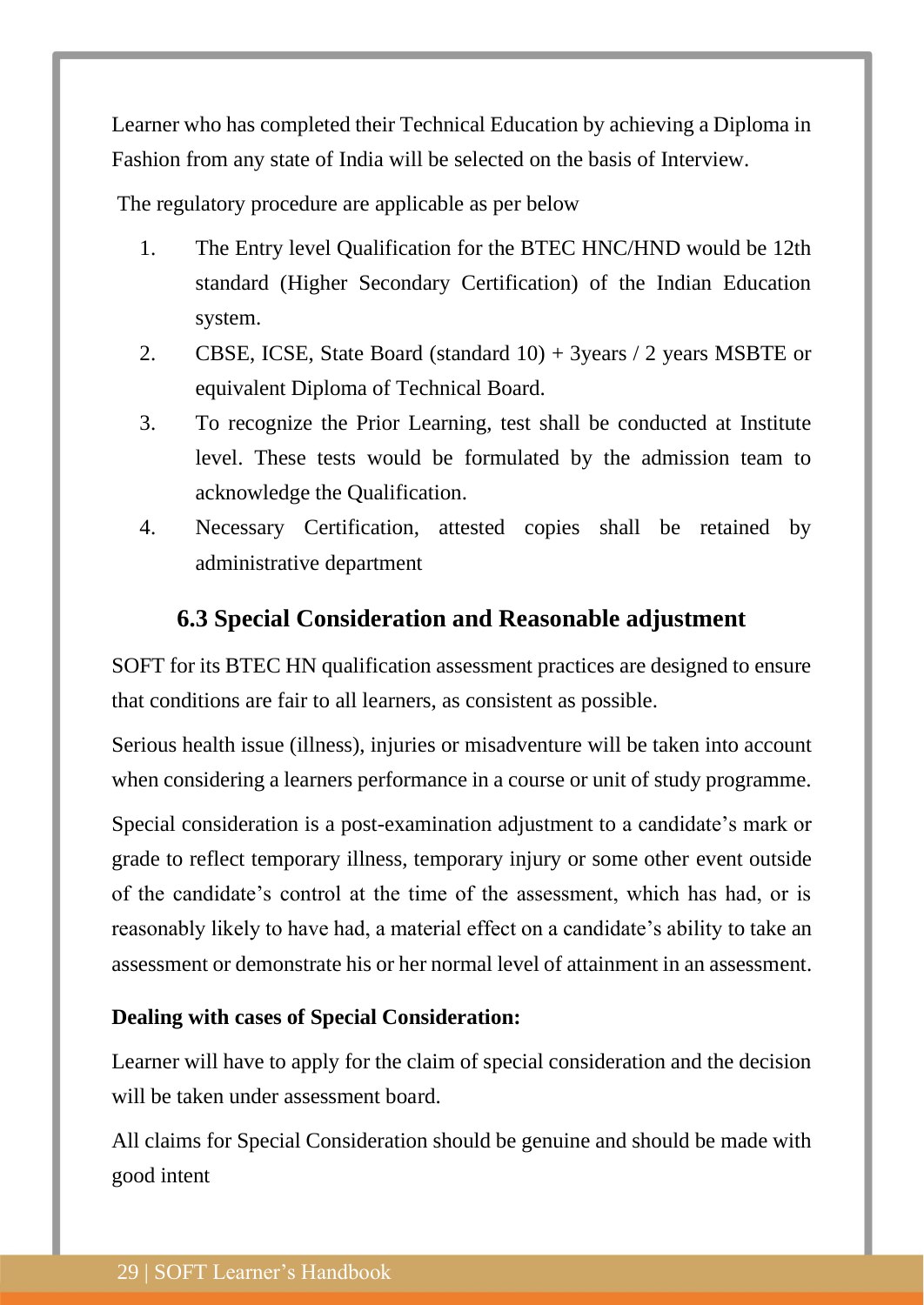Learner who has completed their Technical Education by achieving a Diploma in Fashion from any state of India will be selected on the basis of Interview.

The regulatory procedure are applicable as per below

1. The Entry level Qualification for the BTEC HNC/HND would be 12th standard (Higher Secondary Certification) of the Indian Education system.
2. CBSE, ICSE, State Board (standard 10) + 3years / 2 years MSBTE or equivalent Diploma of Technical Board.
3. To recognize the Prior Learning, test shall be conducted at Institute level. These tests would be formulated by the admission team to acknowledge the Qualification.
4. Necessary Certification, attested copies shall be retained by administrative department

## 6.3 Special Consideration and Reasonable adjustment

SOFT for its BTEC HN qualification assessment practices are designed to ensure that conditions are fair to all learners, as consistent as possible.

Serious health issue (illness), injuries or misadventure will be taken into account when considering a learners performance in a course or unit of study programme.

Special consideration is a post-examination adjustment to a candidate's mark or grade to reflect temporary illness, temporary injury or some other event outside of the candidate's control at the time of the assessment, which has had, or is reasonably likely to have had, a material effect on a candidate's ability to take an assessment or demonstrate his or her normal level of attainment in an assessment.

**Dealing with cases of Special Consideration:**

Learner will have to apply for the claim of special consideration and the decision will be taken under assessment board.

All claims for Special Consideration should be genuine and should be made with good intent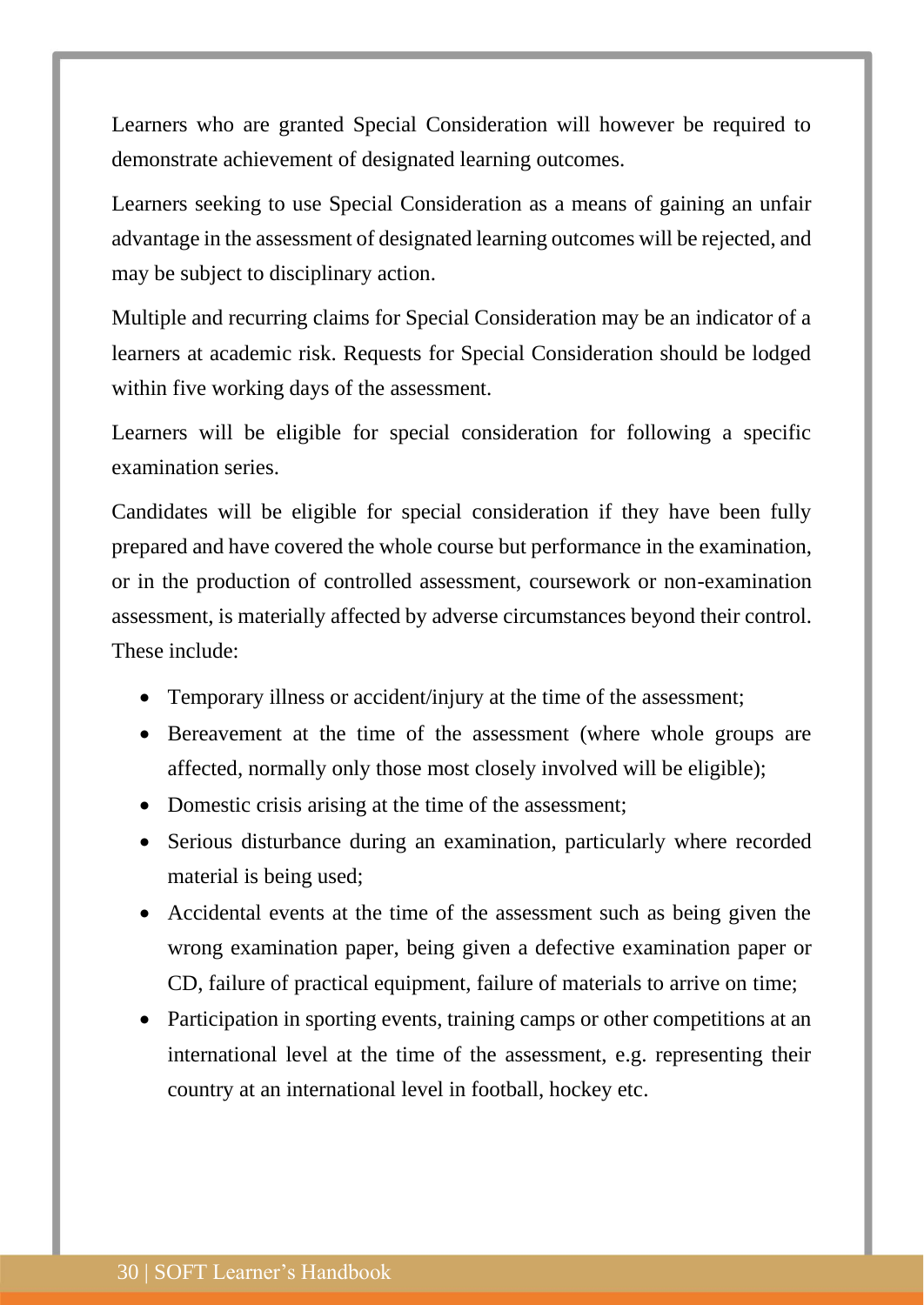Learners who are granted Special Consideration will however be required to demonstrate achievement of designated learning outcomes.

Learners seeking to use Special Consideration as a means of gaining an unfair advantage in the assessment of designated learning outcomes will be rejected, and may be subject to disciplinary action.

Multiple and recurring claims for Special Consideration may be an indicator of a learners at academic risk. Requests for Special Consideration should be lodged within five working days of the assessment.

Learners will be eligible for special consideration for following a specific examination series.

Candidates will be eligible for special consideration if they have been fully prepared and have covered the whole course but performance in the examination, or in the production of controlled assessment, coursework or non-examination assessment, is materially affected by adverse circumstances beyond their control. These include:

- Temporary illness or accident/injury at the time of the assessment;
- Bereavement at the time of the assessment (where whole groups are affected, normally only those most closely involved will be eligible);
- Domestic crisis arising at the time of the assessment;
- Serious disturbance during an examination, particularly where recorded material is being used;
- Accidental events at the time of the assessment such as being given the wrong examination paper, being given a defective examination paper or CD, failure of practical equipment, failure of materials to arrive on time;
- Participation in sporting events, training camps or other competitions at an international level at the time of the assessment, e.g. representing their country at an international level in football, hockey etc.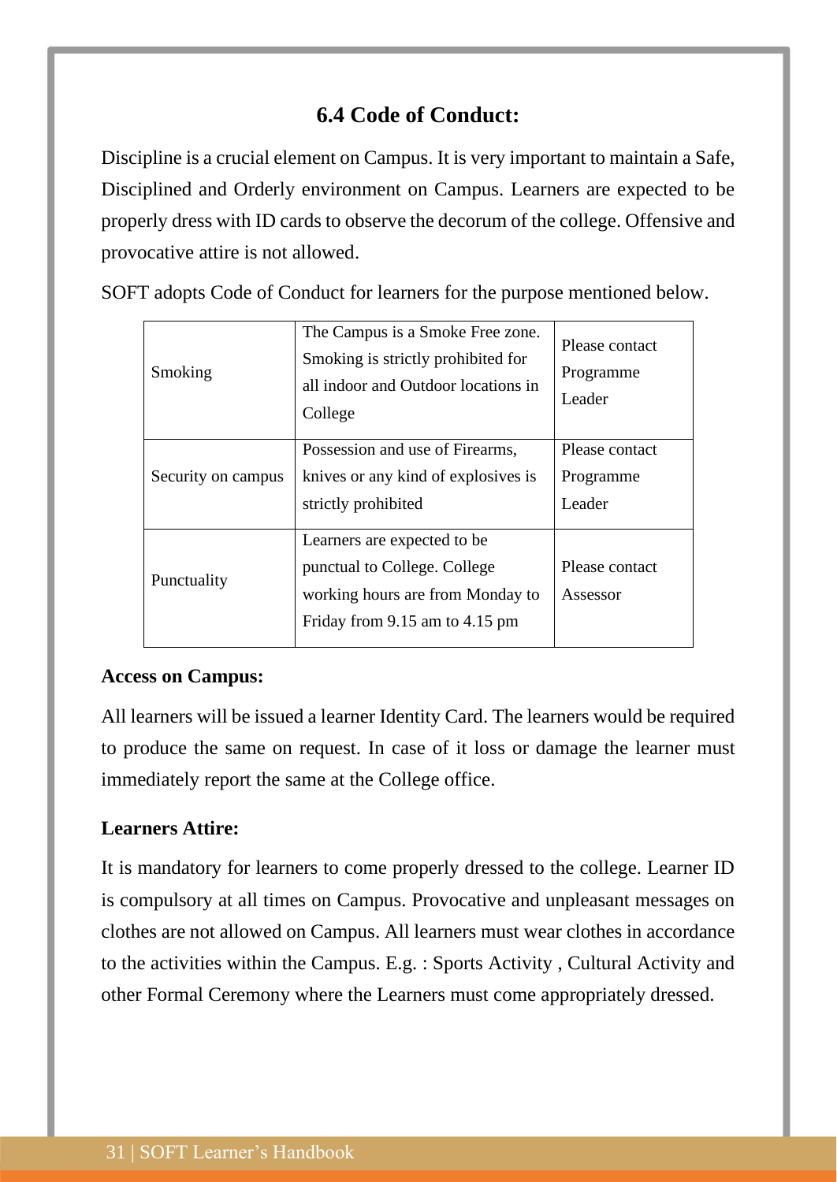## 6.4 Code of Conduct:

Discipline is a crucial element on Campus. It is very important to maintain a Safe, Disciplined and Orderly environment on Campus. Learners are expected to be properly dress with ID cards to observe the decorum of the college. Offensive and provocative attire is not allowed.

SOFT adopts Code of Conduct for learners for the purpose mentioned below.

| | | |
|---|---|---|
| Smoking | The Campus is a Smoke Free zone. Smoking is strictly prohibited for all indoor and Outdoor locations in College | Please contact Programme Leader |
| Security on campus | Possession and use of Firearms, knives or any kind of explosives is strictly prohibited | Please contact Programme Leader |
| Punctuality | Learners are expected to be punctual to College. College working hours are from Monday to Friday from 9.15 am to 4.15 pm | Please contact Assessor |

**Access on Campus:**

All learners will be issued a learner Identity Card. The learners would be required to produce the same on request. In case of it loss or damage the learner must immediately report the same at the College office.

**Learners Attire:**

It is mandatory for learners to come properly dressed to the college. Learner ID is compulsory at all times on Campus. Provocative and unpleasant messages on clothes are not allowed on Campus. All learners must wear clothes in accordance to the activities within the Campus. E.g. : Sports Activity , Cultural Activity and other Formal Ceremony where the Learners must come appropriately dressed.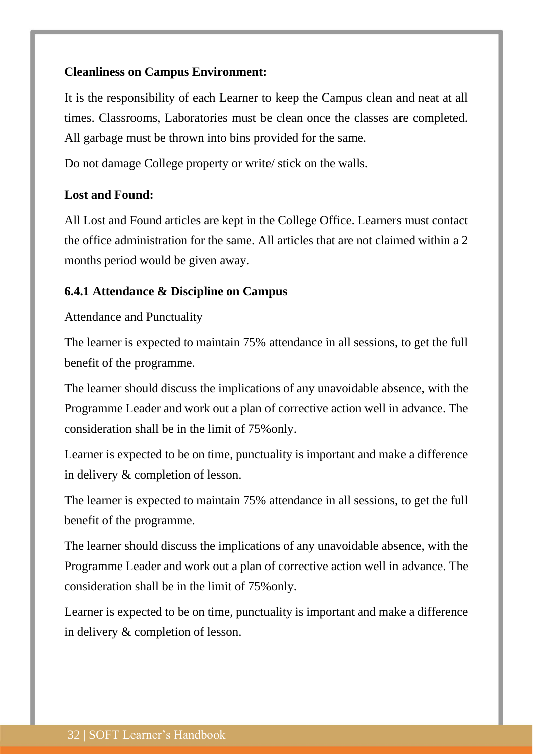**Cleanliness on Campus Environment:**

It is the responsibility of each Learner to keep the Campus clean and neat at all times. Classrooms, Laboratories must be clean once the classes are completed. All garbage must be thrown into bins provided for the same.

Do not damage College property or write/ stick on the walls.

**Lost and Found:**

All Lost and Found articles are kept in the College Office. Learners must contact the office administration for the same. All articles that are not claimed within a 2 months period would be given away.

### 6.4.1 Attendance & Discipline on Campus

Attendance and Punctuality

The learner is expected to maintain 75% attendance in all sessions, to get the full benefit of the programme.

The learner should discuss the implications of any unavoidable absence, with the Programme Leader and work out a plan of corrective action well in advance. The consideration shall be in the limit of 75%only.

Learner is expected to be on time, punctuality is important and make a difference in delivery & completion of lesson.

The learner is expected to maintain 75% attendance in all sessions, to get the full benefit of the programme.

The learner should discuss the implications of any unavoidable absence, with the Programme Leader and work out a plan of corrective action well in advance. The consideration shall be in the limit of 75%only.

Learner is expected to be on time, punctuality is important and make a difference in delivery & completion of lesson.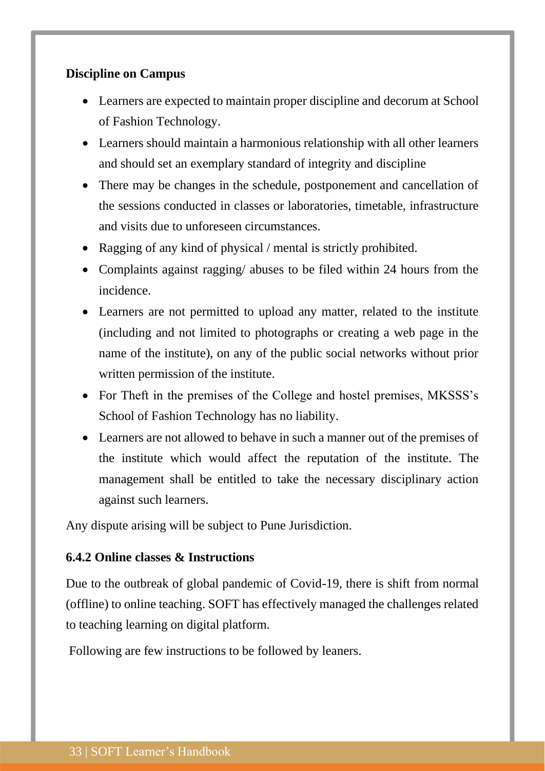**Discipline on Campus**

- Learners are expected to maintain proper discipline and decorum at School of Fashion Technology.
- Learners should maintain a harmonious relationship with all other learners and should set an exemplary standard of integrity and discipline
- There may be changes in the schedule, postponement and cancellation of the sessions conducted in classes or laboratories, timetable, infrastructure and visits due to unforeseen circumstances.
- Ragging of any kind of physical / mental is strictly prohibited.
- Complaints against ragging/ abuses to be filed within 24 hours from the incidence.
- Learners are not permitted to upload any matter, related to the institute (including and not limited to photographs or creating a web page in the name of the institute), on any of the public social networks without prior written permission of the institute.
- For Theft in the premises of the College and hostel premises, MKSSS's School of Fashion Technology has no liability.
- Learners are not allowed to behave in such a manner out of the premises of the institute which would affect the reputation of the institute. The management shall be entitled to take the necessary disciplinary action against such learners.

Any dispute arising will be subject to Pune Jurisdiction.

### 6.4.2 Online classes & Instructions

Due to the outbreak of global pandemic of Covid-19, there is shift from normal (offline) to online teaching. SOFT has effectively managed the challenges related to teaching learning on digital platform.

Following are few instructions to be followed by leaners.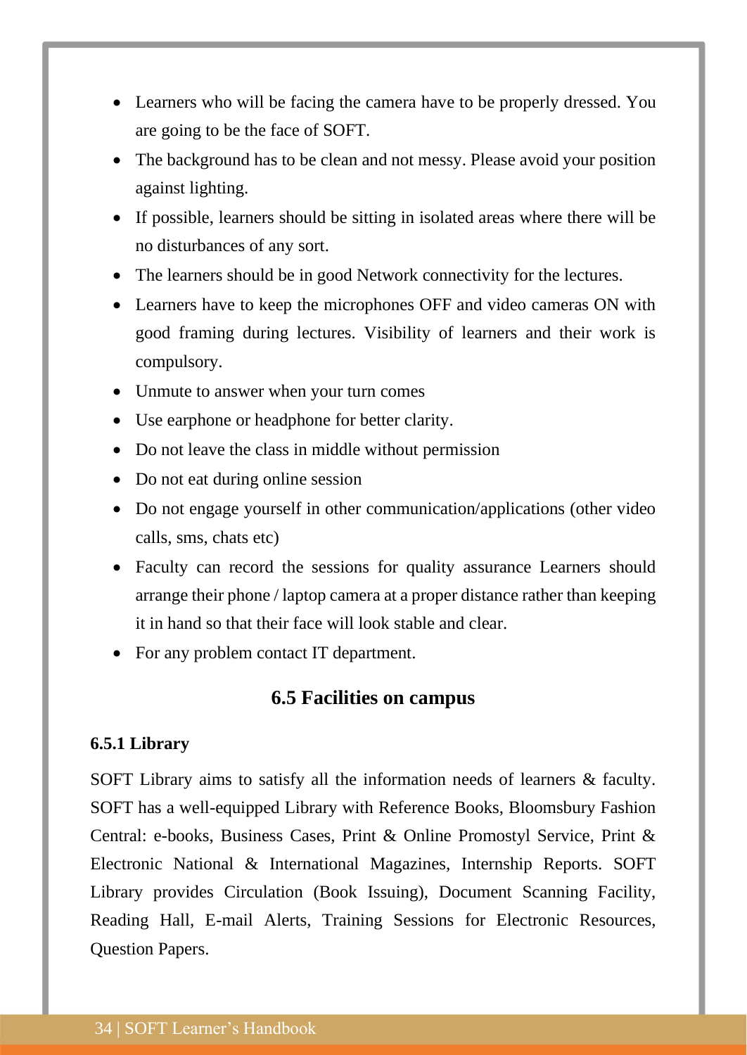- Learners who will be facing the camera have to be properly dressed. You are going to be the face of SOFT.
- The background has to be clean and not messy. Please avoid your position against lighting.
- If possible, learners should be sitting in isolated areas where there will be no disturbances of any sort.
- The learners should be in good Network connectivity for the lectures.
- Learners have to keep the microphones OFF and video cameras ON with good framing during lectures. Visibility of learners and their work is compulsory.
- Unmute to answer when your turn comes
- Use earphone or headphone for better clarity.
- Do not leave the class in middle without permission
- Do not eat during online session
- Do not engage yourself in other communication/applications (other video calls, sms, chats etc)
- Faculty can record the sessions for quality assurance Learners should arrange their phone / laptop camera at a proper distance rather than keeping it in hand so that their face will look stable and clear.
- For any problem contact IT department.

## 6.5 Facilities on campus

### 6.5.1 Library

SOFT Library aims to satisfy all the information needs of learners & faculty. SOFT has a well-equipped Library with Reference Books, Bloomsbury Fashion Central: e-books, Business Cases, Print & Online Promostyl Service, Print & Electronic National & International Magazines, Internship Reports. SOFT Library provides Circulation (Book Issuing), Document Scanning Facility, Reading Hall, E-mail Alerts, Training Sessions for Electronic Resources, Question Papers.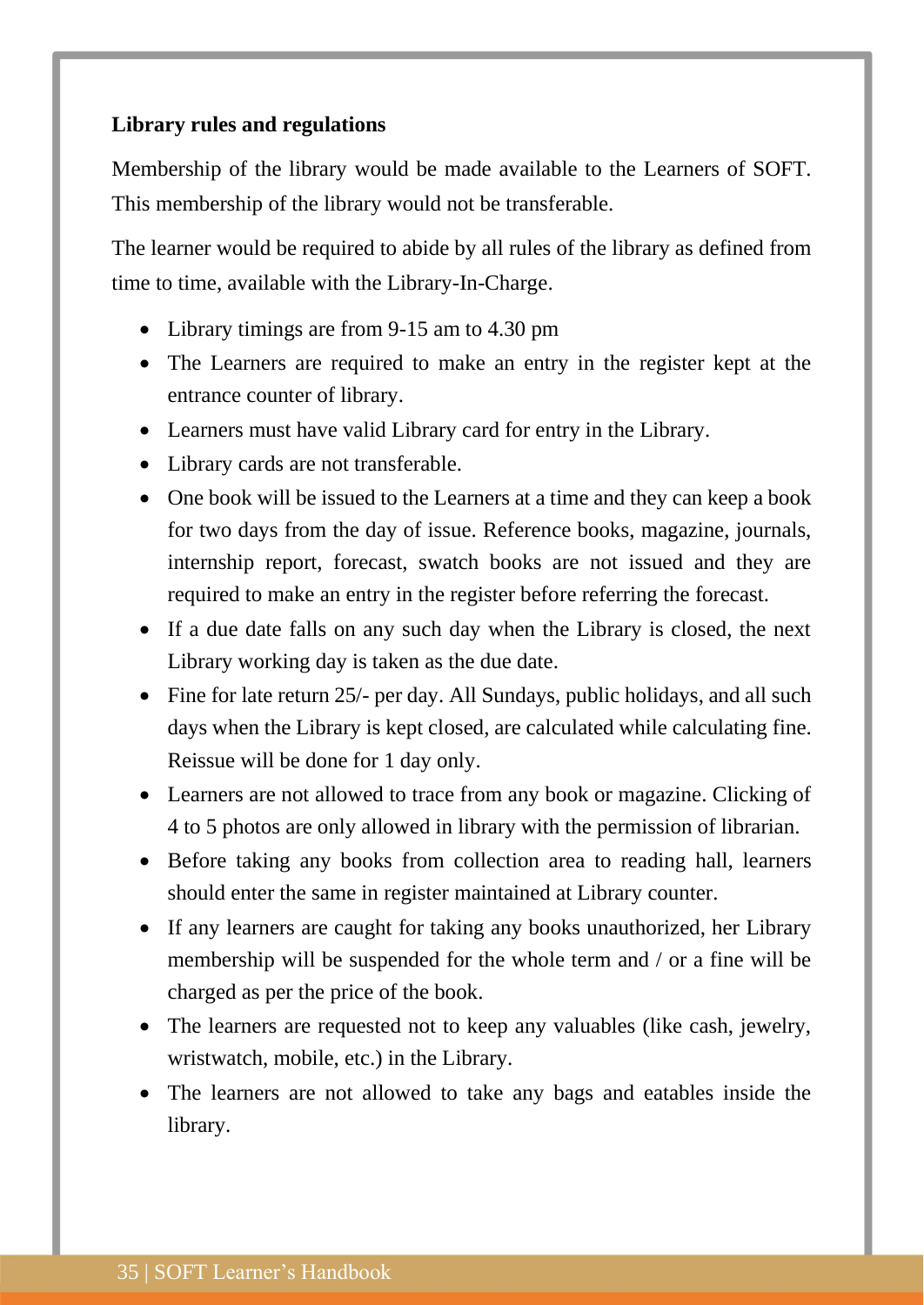**Library rules and regulations**

Membership of the library would be made available to the Learners of SOFT. This membership of the library would not be transferable.

The learner would be required to abide by all rules of the library as defined from time to time, available with the Library-In-Charge.

- Library timings are from 9-15 am to 4.30 pm
- The Learners are required to make an entry in the register kept at the entrance counter of library.
- Learners must have valid Library card for entry in the Library.
- Library cards are not transferable.
- One book will be issued to the Learners at a time and they can keep a book for two days from the day of issue. Reference books, magazine, journals, internship report, forecast, swatch books are not issued and they are required to make an entry in the register before referring the forecast.
- If a due date falls on any such day when the Library is closed, the next Library working day is taken as the due date.
- Fine for late return 25/- per day. All Sundays, public holidays, and all such days when the Library is kept closed, are calculated while calculating fine. Reissue will be done for 1 day only.
- Learners are not allowed to trace from any book or magazine. Clicking of 4 to 5 photos are only allowed in library with the permission of librarian.
- Before taking any books from collection area to reading hall, learners should enter the same in register maintained at Library counter.
- If any learners are caught for taking any books unauthorized, her Library membership will be suspended for the whole term and / or a fine will be charged as per the price of the book.
- The learners are requested not to keep any valuables (like cash, jewelry, wristwatch, mobile, etc.) in the Library.
- The learners are not allowed to take any bags and eatables inside the library.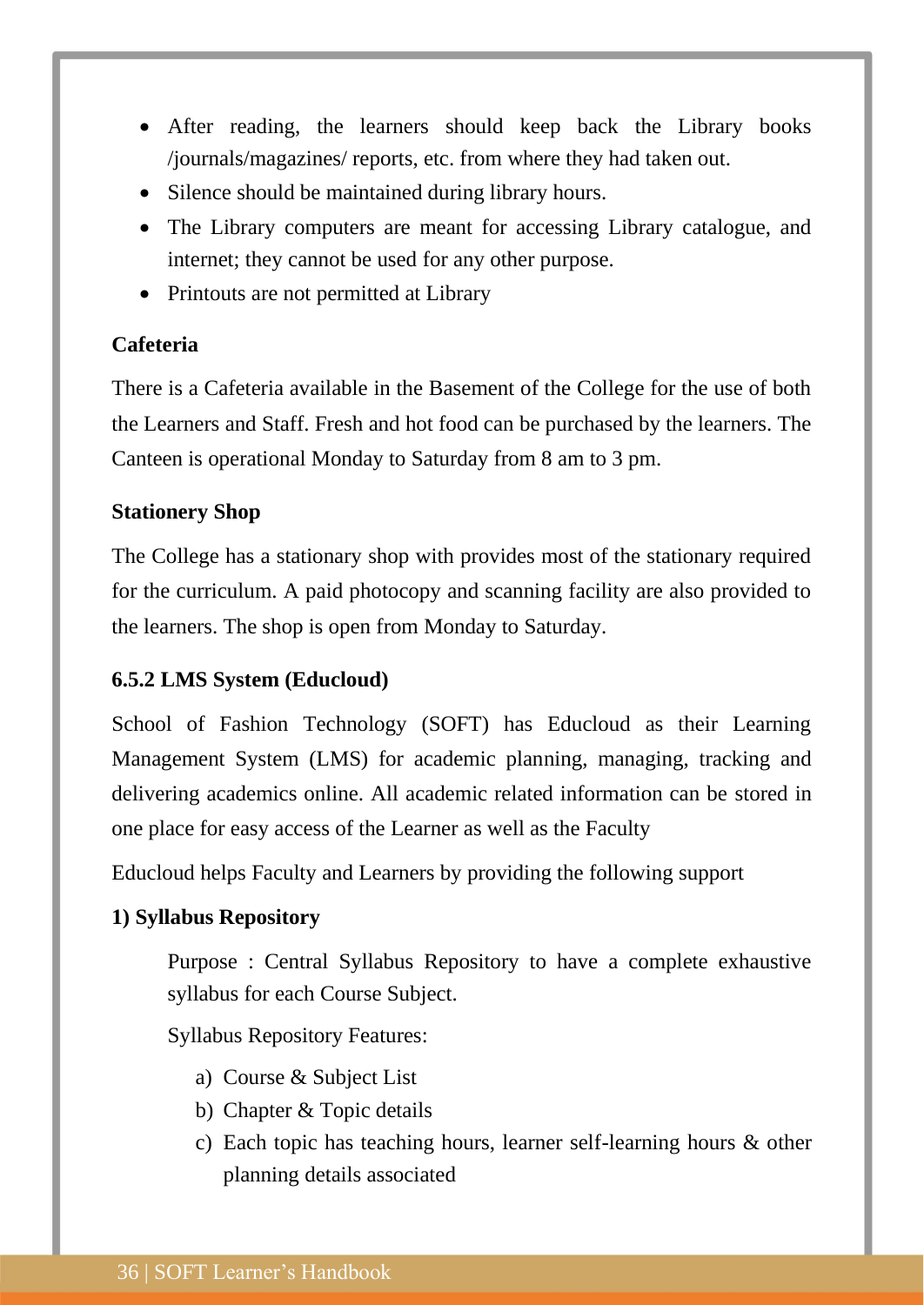- After reading, the learners should keep back the Library books /journals/magazines/ reports, etc. from where they had taken out.
- Silence should be maintained during library hours.
- The Library computers are meant for accessing Library catalogue, and internet; they cannot be used for any other purpose.
- Printouts are not permitted at Library

**Cafeteria**

There is a Cafeteria available in the Basement of the College for the use of both the Learners and Staff. Fresh and hot food can be purchased by the learners. The Canteen is operational Monday to Saturday from 8 am to 3 pm.

**Stationery Shop**

The College has a stationary shop with provides most of the stationary required for the curriculum. A paid photocopy and scanning facility are also provided to the learners. The shop is open from Monday to Saturday.

### 6.5.2 LMS System (Educloud)

School of Fashion Technology (SOFT) has Educloud as their Learning Management System (LMS) for academic planning, managing, tracking and delivering academics online. All academic related information can be stored in one place for easy access of the Learner as well as the Faculty

Educloud helps Faculty and Learners by providing the following support

**1) Syllabus Repository**

Purpose : Central Syllabus Repository to have a complete exhaustive syllabus for each Course Subject.

Syllabus Repository Features:

a) Course & Subject List
b) Chapter & Topic details
c) Each topic has teaching hours, learner self-learning hours & other planning details associated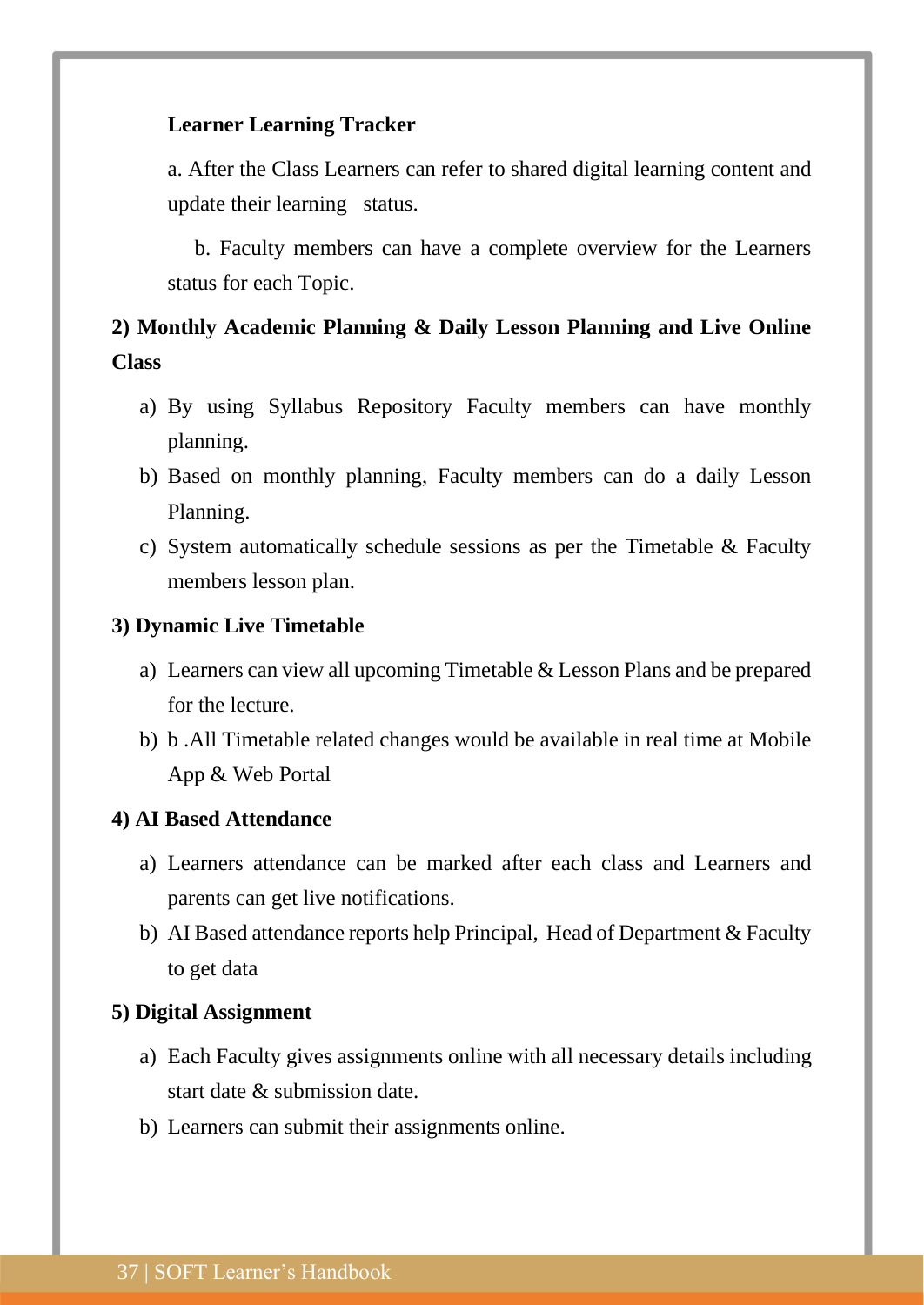**Learner Learning Tracker**

a. After the Class Learners can refer to shared digital learning content and update their learning status.

b. Faculty members can have a complete overview for the Learners status for each Topic.

**2) Monthly Academic Planning & Daily Lesson Planning and Live Online Class**

a) By using Syllabus Repository Faculty members can have monthly planning.

b) Based on monthly planning, Faculty members can do a daily Lesson Planning.

c) System automatically schedule sessions as per the Timetable & Faculty members lesson plan.

**3) Dynamic Live Timetable**

a) Learners can view all upcoming Timetable & Lesson Plans and be prepared for the lecture.

b) b .All Timetable related changes would be available in real time at Mobile App & Web Portal

**4) AI Based Attendance**

a) Learners attendance can be marked after each class and Learners and parents can get live notifications.

b) AI Based attendance reports help Principal, Head of Department & Faculty to get data

**5) Digital Assignment**

a) Each Faculty gives assignments online with all necessary details including start date & submission date.

b) Learners can submit their assignments online.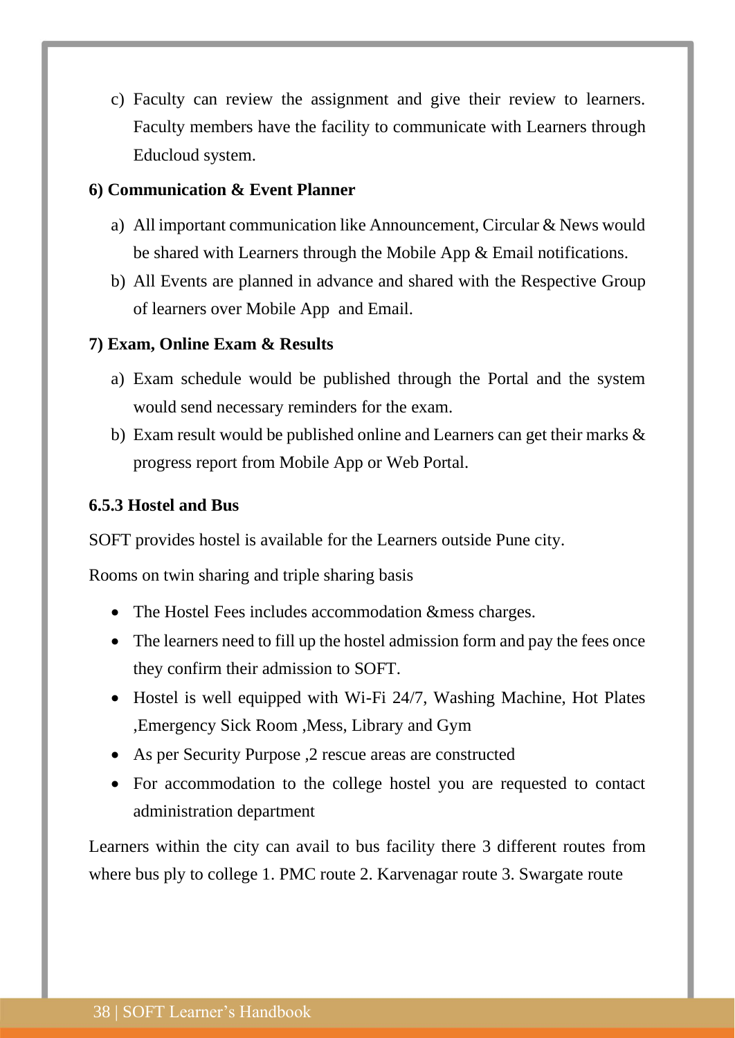c) Faculty can review the assignment and give their review to learners. Faculty members have the facility to communicate with Learners through Educloud system.

**6) Communication & Event Planner**

a) All important communication like Announcement, Circular & News would be shared with Learners through the Mobile App & Email notifications.

b) All Events are planned in advance and shared with the Respective Group of learners over Mobile App and Email.

**7) Exam, Online Exam & Results**

a) Exam schedule would be published through the Portal and the system would send necessary reminders for the exam.

b) Exam result would be published online and Learners can get their marks & progress report from Mobile App or Web Portal.

### 6.5.3 Hostel and Bus

SOFT provides hostel is available for the Learners outside Pune city.

Rooms on twin sharing and triple sharing basis

- The Hostel Fees includes accommodation &mess charges.
- The learners need to fill up the hostel admission form and pay the fees once they confirm their admission to SOFT.
- Hostel is well equipped with Wi-Fi 24/7, Washing Machine, Hot Plates ,Emergency Sick Room ,Mess, Library and Gym
- As per Security Purpose ,2 rescue areas are constructed
- For accommodation to the college hostel you are requested to contact administration department

Learners within the city can avail to bus facility there 3 different routes from where bus ply to college 1. PMC route 2. Karvenagar route 3. Swargate route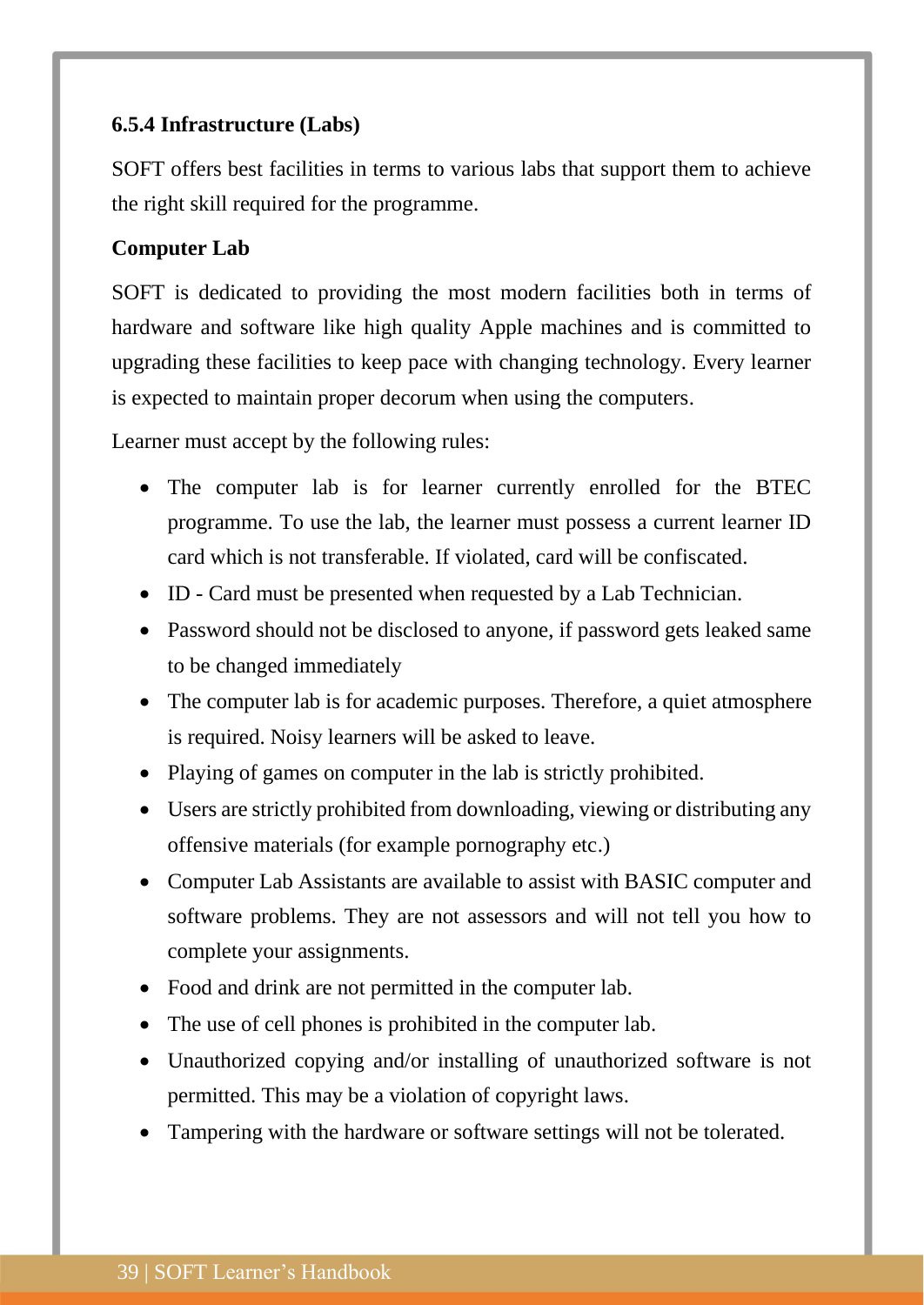### 6.5.4 Infrastructure (Labs)

SOFT offers best facilities in terms to various labs that support them to achieve the right skill required for the programme.

**Computer Lab**

SOFT is dedicated to providing the most modern facilities both in terms of hardware and software like high quality Apple machines and is committed to upgrading these facilities to keep pace with changing technology. Every learner is expected to maintain proper decorum when using the computers.

Learner must accept by the following rules:

- The computer lab is for learner currently enrolled for the BTEC programme. To use the lab, the learner must possess a current learner ID card which is not transferable. If violated, card will be confiscated.
- ID - Card must be presented when requested by a Lab Technician.
- Password should not be disclosed to anyone, if password gets leaked same to be changed immediately
- The computer lab is for academic purposes. Therefore, a quiet atmosphere is required. Noisy learners will be asked to leave.
- Playing of games on computer in the lab is strictly prohibited.
- Users are strictly prohibited from downloading, viewing or distributing any offensive materials (for example pornography etc.)
- Computer Lab Assistants are available to assist with BASIC computer and software problems. They are not assessors and will not tell you how to complete your assignments.
- Food and drink are not permitted in the computer lab.
- The use of cell phones is prohibited in the computer lab.
- Unauthorized copying and/or installing of unauthorized software is not permitted. This may be a violation of copyright laws.
- Tampering with the hardware or software settings will not be tolerated.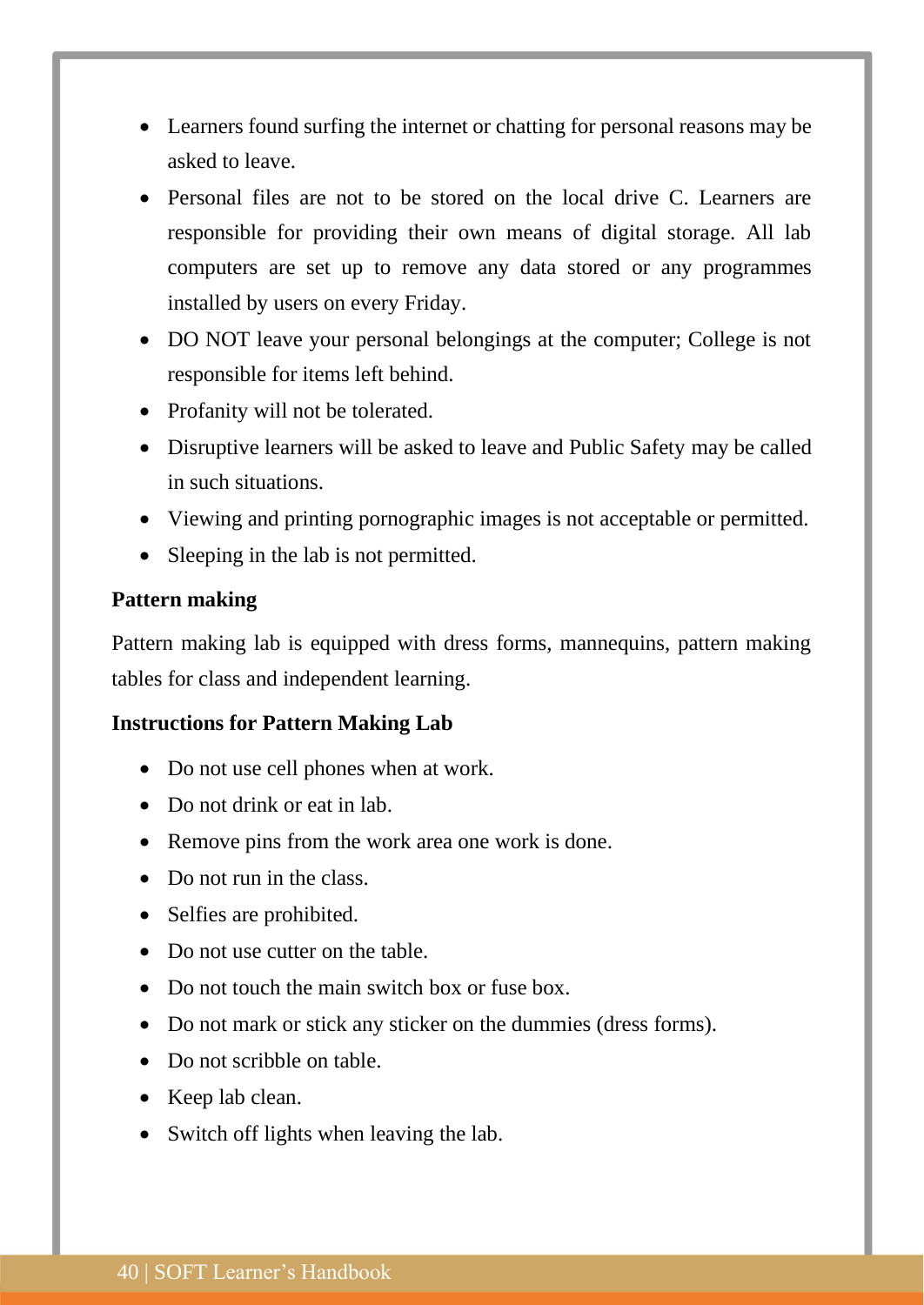- Learners found surfing the internet or chatting for personal reasons may be asked to leave.
- Personal files are not to be stored on the local drive C. Learners are responsible for providing their own means of digital storage. All lab computers are set up to remove any data stored or any programmes installed by users on every Friday.
- DO NOT leave your personal belongings at the computer; College is not responsible for items left behind.
- Profanity will not be tolerated.
- Disruptive learners will be asked to leave and Public Safety may be called in such situations.
- Viewing and printing pornographic images is not acceptable or permitted.
- Sleeping in the lab is not permitted.

**Pattern making**

Pattern making lab is equipped with dress forms, mannequins, pattern making tables for class and independent learning.

**Instructions for Pattern Making Lab**

- Do not use cell phones when at work.
- Do not drink or eat in lab.
- Remove pins from the work area one work is done.
- Do not run in the class.
- Selfies are prohibited.
- Do not use cutter on the table.
- Do not touch the main switch box or fuse box.
- Do not mark or stick any sticker on the dummies (dress forms).
- Do not scribble on table.
- Keep lab clean.
- Switch off lights when leaving the lab.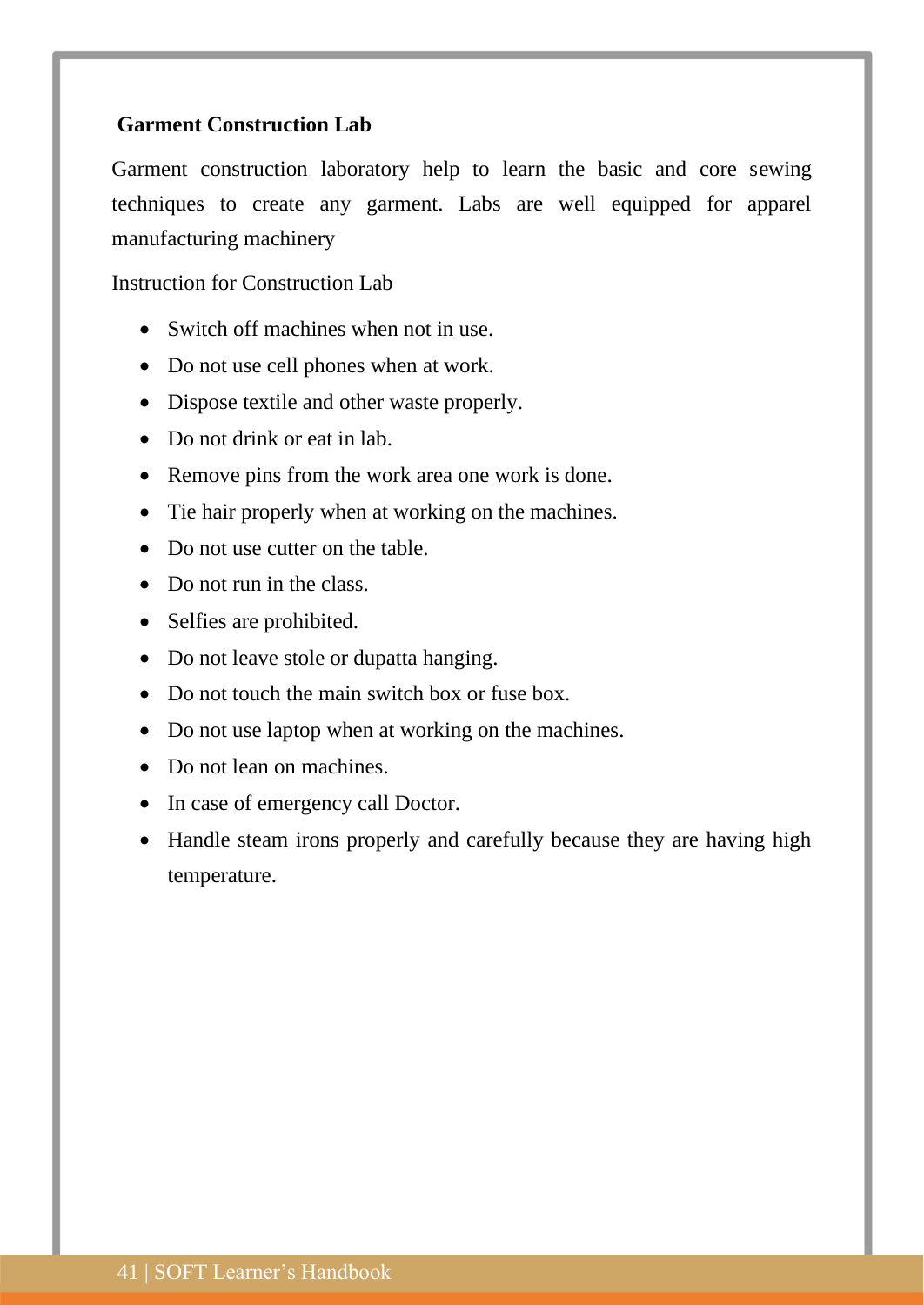### Garment Construction Lab

Garment construction laboratory help to learn the basic and core sewing techniques to create any garment. Labs are well equipped for apparel manufacturing machinery

Instruction for Construction Lab

- Switch off machines when not in use.
- Do not use cell phones when at work.
- Dispose textile and other waste properly.
- Do not drink or eat in lab.
- Remove pins from the work area one work is done.
- Tie hair properly when at working on the machines.
- Do not use cutter on the table.
- Do not run in the class.
- Selfies are prohibited.
- Do not leave stole or dupatta hanging.
- Do not touch the main switch box or fuse box.
- Do not use laptop when at working on the machines.
- Do not lean on machines.
- In case of emergency call Doctor.
- Handle steam irons properly and carefully because they are having high temperature.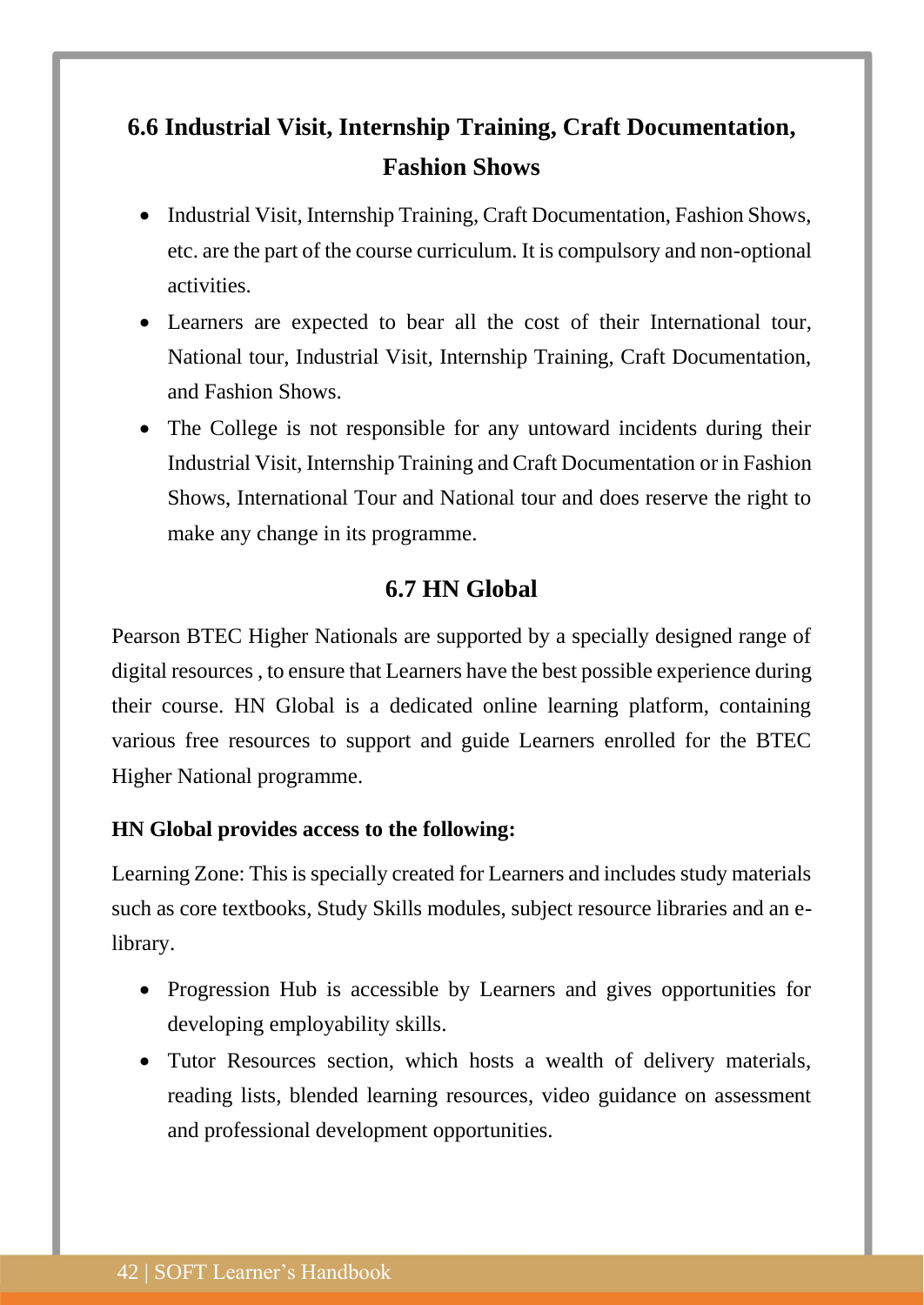## 6.6 Industrial Visit, Internship Training, Craft Documentation, Fashion Shows

- Industrial Visit, Internship Training, Craft Documentation, Fashion Shows, etc. are the part of the course curriculum. It is compulsory and non-optional activities.
- Learners are expected to bear all the cost of their International tour, National tour, Industrial Visit, Internship Training, Craft Documentation, and Fashion Shows.
- The College is not responsible for any untoward incidents during their Industrial Visit, Internship Training and Craft Documentation or in Fashion Shows, International Tour and National tour and does reserve the right to make any change in its programme.

## 6.7 HN Global

Pearson BTEC Higher Nationals are supported by a specially designed range of digital resources , to ensure that Learners have the best possible experience during their course. HN Global is a dedicated online learning platform, containing various free resources to support and guide Learners enrolled for the BTEC Higher National programme.

**HN Global provides access to the following:**

Learning Zone: This is specially created for Learners and includes study materials such as core textbooks, Study Skills modules, subject resource libraries and an e-library.

- Progression Hub is accessible by Learners and gives opportunities for developing employability skills.
- Tutor Resources section, which hosts a wealth of delivery materials, reading lists, blended learning resources, video guidance on assessment and professional development opportunities.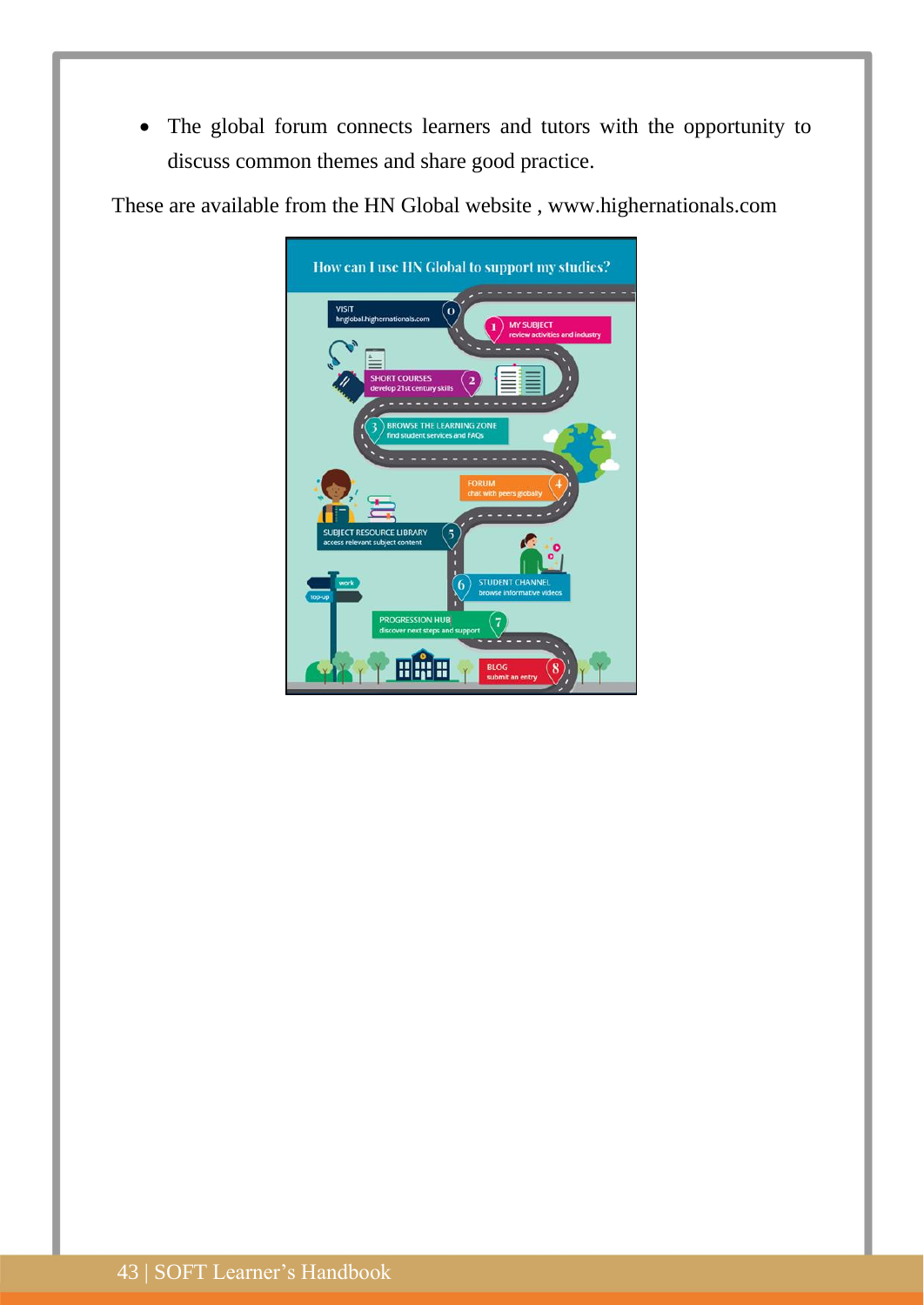- The global forum connects learners and tutors with the opportunity to discuss common themes and share good practice.

These are available from the HN Global website , www.highernationals.com

**How can I use HN Global to support my studies?**

0. VISIT – hnglobal.highernationals.com
1. MY SUBJECT – review activities and industry
2. SHORT COURSES – develop 21st century skills
3. BROWSE THE LEARNING ZONE – find student services and FAQs
4. FORUM – chat with peers globally
5. SUBJECT RESOURCE LIBRARY – access relevant subject content
6. STUDENT CHANNEL – browse informative videos
7. PROGRESSION HUB – discover next steps and support
8. BLOG – submit an entry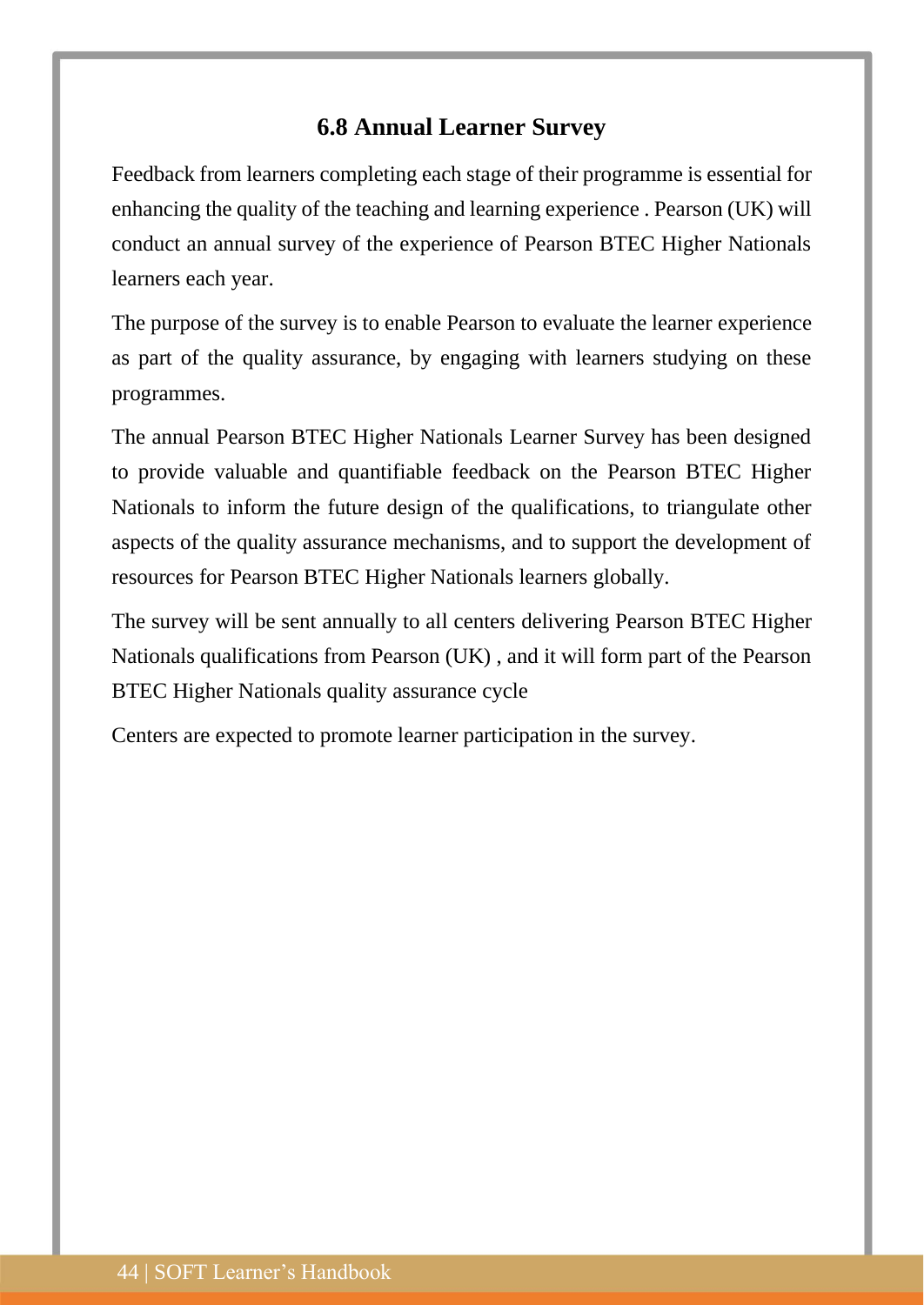### 6.8 Annual Learner Survey

Feedback from learners completing each stage of their programme is essential for enhancing the quality of the teaching and learning experience . Pearson (UK) will conduct an annual survey of the experience of Pearson BTEC Higher Nationals learners each year.

The purpose of the survey is to enable Pearson to evaluate the learner experience as part of the quality assurance, by engaging with learners studying on these programmes.

The annual Pearson BTEC Higher Nationals Learner Survey has been designed to provide valuable and quantifiable feedback on the Pearson BTEC Higher Nationals to inform the future design of the qualifications, to triangulate other aspects of the quality assurance mechanisms, and to support the development of resources for Pearson BTEC Higher Nationals learners globally.

The survey will be sent annually to all centers delivering Pearson BTEC Higher Nationals qualifications from Pearson (UK) , and it will form part of the Pearson BTEC Higher Nationals quality assurance cycle

Centers are expected to promote learner participation in the survey.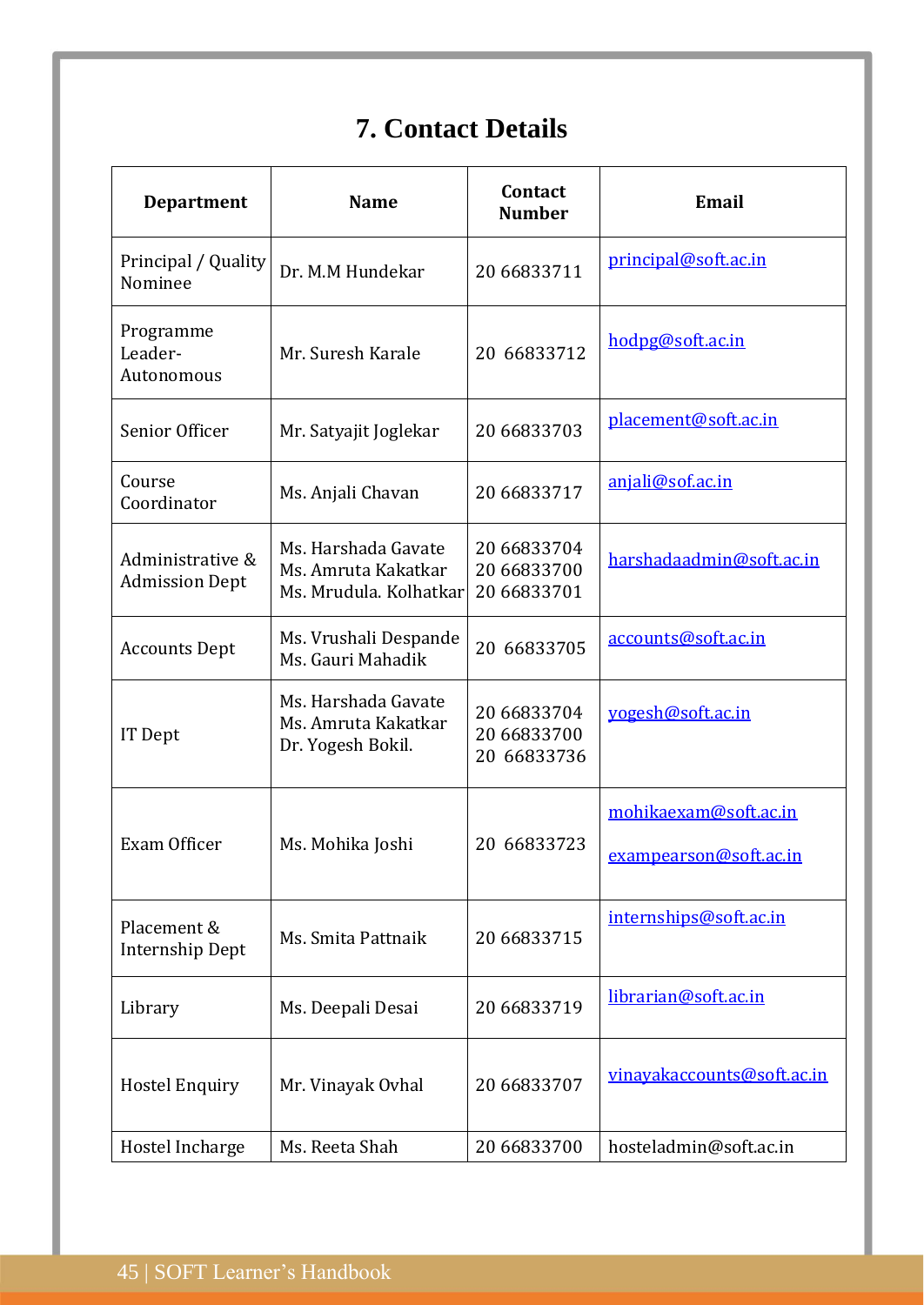# 7. Contact Details

| Department | Name | Contact Number | Email |
|---|---|---|---|
| Principal / Quality Nominee | Dr. M.M Hundekar | 20 66833711 | principal@soft.ac.in |
| Programme Leader-Autonomous | Mr. Suresh Karale | 20 66833712 | hodpg@soft.ac.in |
| Senior Officer | Mr. Satyajit Joglekar | 20 66833703 | placement@soft.ac.in |
| Course Coordinator | Ms. Anjali Chavan | 20 66833717 | anjali@sof.ac.in |
| Administrative & Admission Dept | Ms. Harshada Gavate<br>Ms. Amruta Kakatkar<br>Ms. Mrudula. Kolhatkar | 20 66833704<br>20 66833700<br>20 66833701 | harshadaadmin@soft.ac.in |
| Accounts Dept | Ms. Vrushali Despande<br>Ms. Gauri Mahadik | 20 66833705 | accounts@soft.ac.in |
| IT Dept | Ms. Harshada Gavate<br>Ms. Amruta Kakatkar<br>Dr. Yogesh Bokil. | 20 66833704<br>20 66833700<br>20 66833736 | yogesh@soft.ac.in |
| Exam Officer | Ms. Mohika Joshi | 20 66833723 | mohikaexam@soft.ac.in<br><br>exampearson@soft.ac.in |
| Placement & Internship Dept | Ms. Smita Pattnaik | 20 66833715 | internships@soft.ac.in |
| Library | Ms. Deepali Desai | 20 66833719 | librarian@soft.ac.in |
| Hostel Enquiry | Mr. Vinayak Ovhal | 20 66833707 | vinayakaccounts@soft.ac.in |
| Hostel Incharge | Ms. Reeta Shah | 20 66833700 | hosteladmin@soft.ac.in |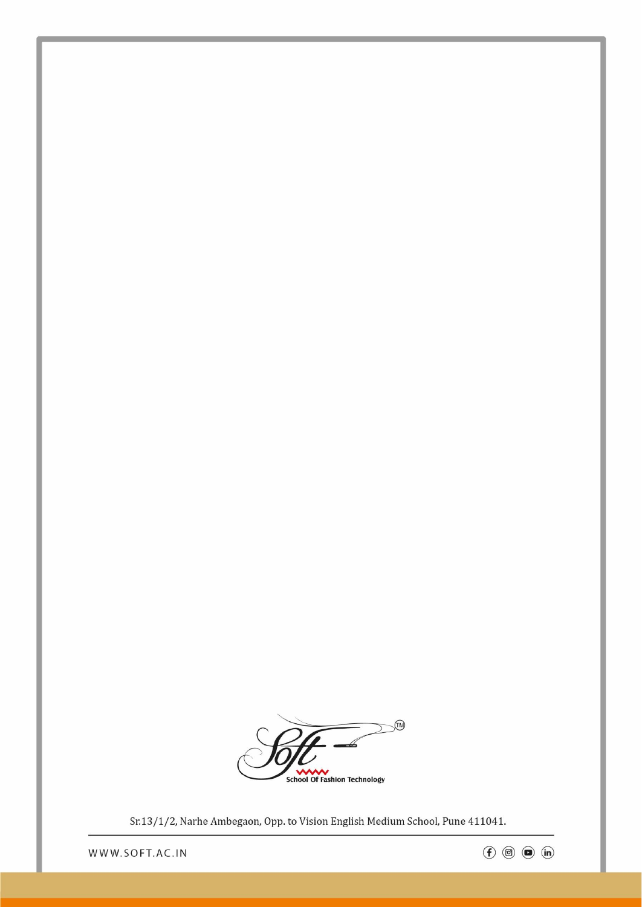School Of Fashion Technology

Sr.13/1/2, Narhe Ambegaon, Opp. to Vision English Medium School, Pune 411041.

WWW.SOFT.AC.IN